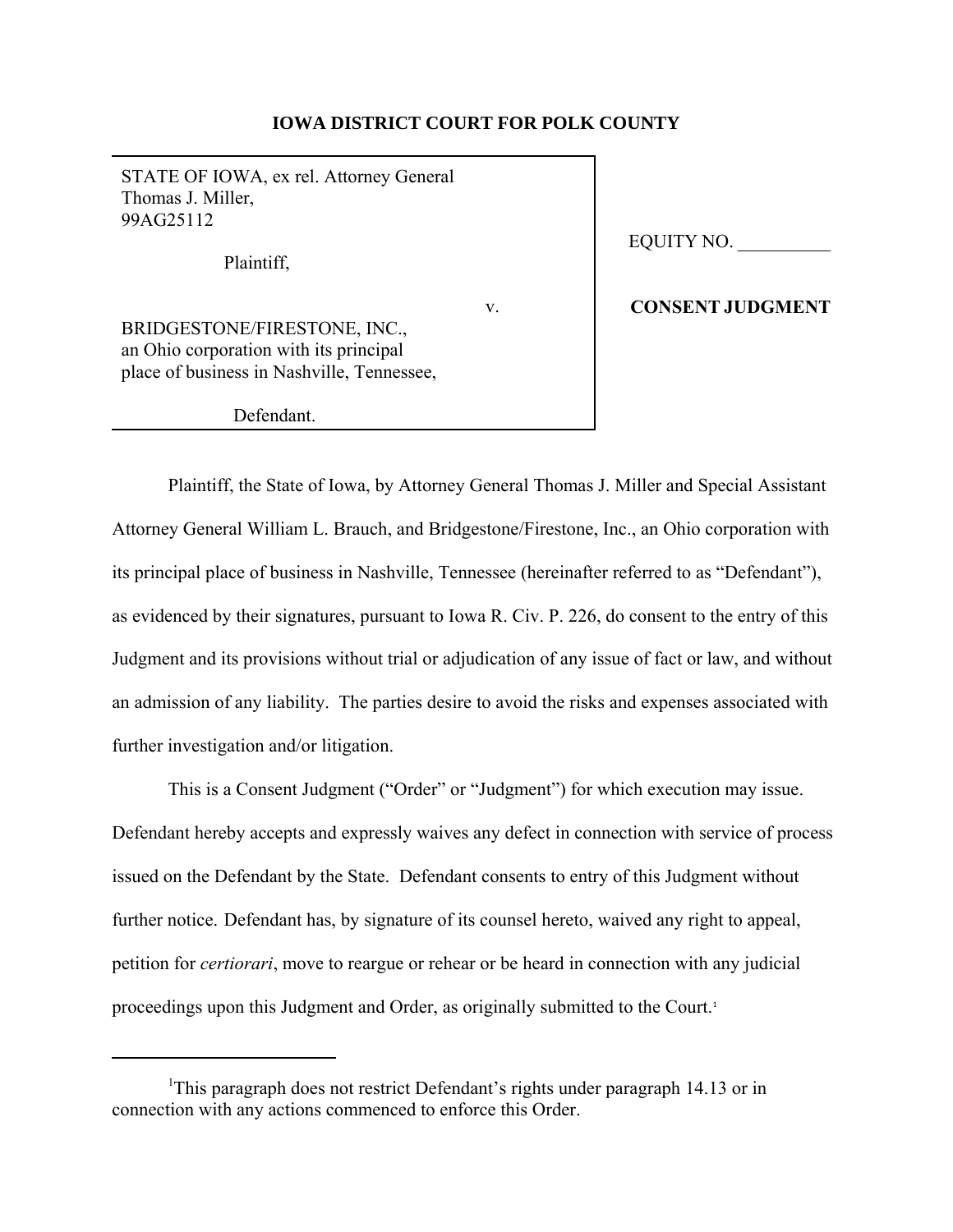**IOWA DISTRICT COURT FOR POLK COUNTY**

| | |
|---|---|
| STATE OF IOWA, ex rel. Attorney General Thomas J. Miller, 99AG25112<br><br>Plaintiff,<br><br>v.<br><br>BRIDGESTONE/FIRESTONE, INC., an Ohio corporation with its principal place of business in Nashville, Tennessee,<br><br>Defendant. | EQUITY NO. __________<br><br>**CONSENT JUDGMENT** |

Plaintiff, the State of Iowa, by Attorney General Thomas J. Miller and Special Assistant Attorney General William L. Brauch, and Bridgestone/Firestone, Inc., an Ohio corporation with its principal place of business in Nashville, Tennessee (hereinafter referred to as "Defendant"), as evidenced by their signatures, pursuant to Iowa R. Civ. P. 226, do consent to the entry of this Judgment and its provisions without trial or adjudication of any issue of fact or law, and without an admission of any liability. The parties desire to avoid the risks and expenses associated with further investigation and/or litigation.

This is a Consent Judgment ("Order" or "Judgment") for which execution may issue. Defendant hereby accepts and expressly waives any defect in connection with service of process issued on the Defendant by the State. Defendant consents to entry of this Judgment without further notice. Defendant has, by signature of its counsel hereto, waived any right to appeal, petition for *certiorari*, move to reargue or rehear or be heard in connection with any judicial proceedings upon this Judgment and Order, as originally submitted to the Court.[1]

---

[1] This paragraph does not restrict Defendant's rights under paragraph 14.13 or in connection with any actions commenced to enforce this Order.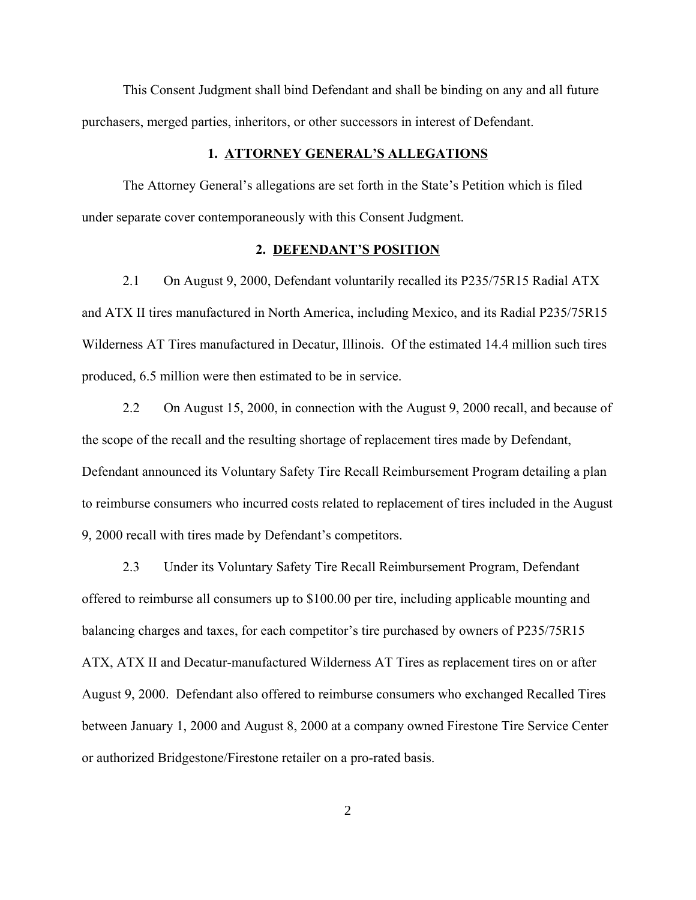This Consent Judgment shall bind Defendant and shall be binding on any and all future purchasers, merged parties, inheritors, or other successors in interest of Defendant.

## 1. ATTORNEY GENERAL'S ALLEGATIONS

The Attorney General's allegations are set forth in the State's Petition which is filed under separate cover contemporaneously with this Consent Judgment.

## 2. DEFENDANT'S POSITION

2.1 On August 9, 2000, Defendant voluntarily recalled its P235/75R15 Radial ATX and ATX II tires manufactured in North America, including Mexico, and its Radial P235/75R15 Wilderness AT Tires manufactured in Decatur, Illinois. Of the estimated 14.4 million such tires produced, 6.5 million were then estimated to be in service.

2.2 On August 15, 2000, in connection with the August 9, 2000 recall, and because of the scope of the recall and the resulting shortage of replacement tires made by Defendant, Defendant announced its Voluntary Safety Tire Recall Reimbursement Program detailing a plan to reimburse consumers who incurred costs related to replacement of tires included in the August 9, 2000 recall with tires made by Defendant's competitors.

2.3 Under its Voluntary Safety Tire Recall Reimbursement Program, Defendant offered to reimburse all consumers up to $100.00 per tire, including applicable mounting and balancing charges and taxes, for each competitor's tire purchased by owners of P235/75R15 ATX, ATX II and Decatur-manufactured Wilderness AT Tires as replacement tires on or after August 9, 2000. Defendant also offered to reimburse consumers who exchanged Recalled Tires between January 1, 2000 and August 8, 2000 at a company owned Firestone Tire Service Center or authorized Bridgestone/Firestone retailer on a pro-rated basis.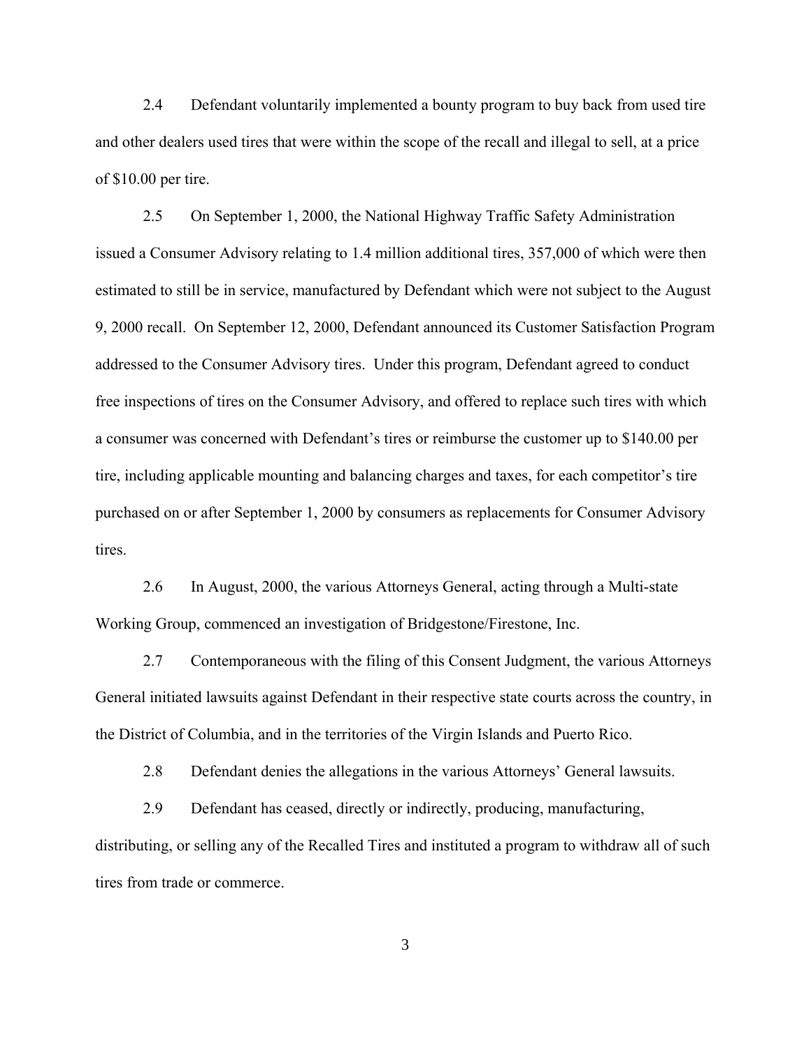2.4 Defendant voluntarily implemented a bounty program to buy back from used tire and other dealers used tires that were within the scope of the recall and illegal to sell, at a price of $10.00 per tire.

2.5 On September 1, 2000, the National Highway Traffic Safety Administration issued a Consumer Advisory relating to 1.4 million additional tires, 357,000 of which were then estimated to still be in service, manufactured by Defendant which were not subject to the August 9, 2000 recall. On September 12, 2000, Defendant announced its Customer Satisfaction Program addressed to the Consumer Advisory tires. Under this program, Defendant agreed to conduct free inspections of tires on the Consumer Advisory, and offered to replace such tires with which a consumer was concerned with Defendant's tires or reimburse the customer up to $140.00 per tire, including applicable mounting and balancing charges and taxes, for each competitor's tire purchased on or after September 1, 2000 by consumers as replacements for Consumer Advisory tires.

2.6 In August, 2000, the various Attorneys General, acting through a Multi-state Working Group, commenced an investigation of Bridgestone/Firestone, Inc.

2.7 Contemporaneous with the filing of this Consent Judgment, the various Attorneys General initiated lawsuits against Defendant in their respective state courts across the country, in the District of Columbia, and in the territories of the Virgin Islands and Puerto Rico.

2.8 Defendant denies the allegations in the various Attorneys' General lawsuits.

2.9 Defendant has ceased, directly or indirectly, producing, manufacturing, distributing, or selling any of the Recalled Tires and instituted a program to withdraw all of such tires from trade or commerce.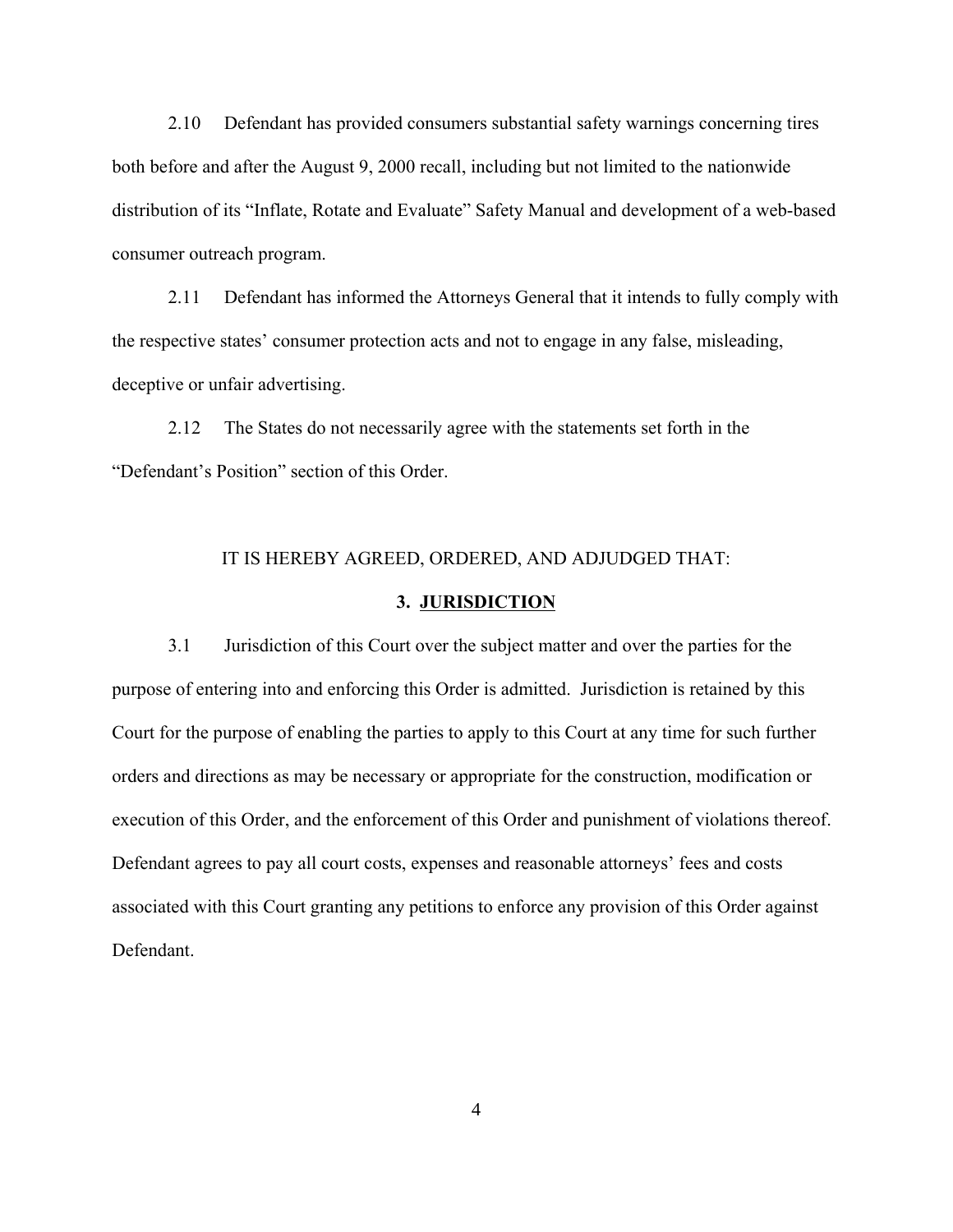2.10 Defendant has provided consumers substantial safety warnings concerning tires both before and after the August 9, 2000 recall, including but not limited to the nationwide distribution of its "Inflate, Rotate and Evaluate" Safety Manual and development of a web-based consumer outreach program.

2.11 Defendant has informed the Attorneys General that it intends to fully comply with the respective states' consumer protection acts and not to engage in any false, misleading, deceptive or unfair advertising.

2.12 The States do not necessarily agree with the statements set forth in the "Defendant's Position" section of this Order.

IT IS HEREBY AGREED, ORDERED, AND ADJUDGED THAT:

## 3. JURISDICTION

3.1 Jurisdiction of this Court over the subject matter and over the parties for the purpose of entering into and enforcing this Order is admitted. Jurisdiction is retained by this Court for the purpose of enabling the parties to apply to this Court at any time for such further orders and directions as may be necessary or appropriate for the construction, modification or execution of this Order, and the enforcement of this Order and punishment of violations thereof. Defendant agrees to pay all court costs, expenses and reasonable attorneys' fees and costs associated with this Court granting any petitions to enforce any provision of this Order against Defendant.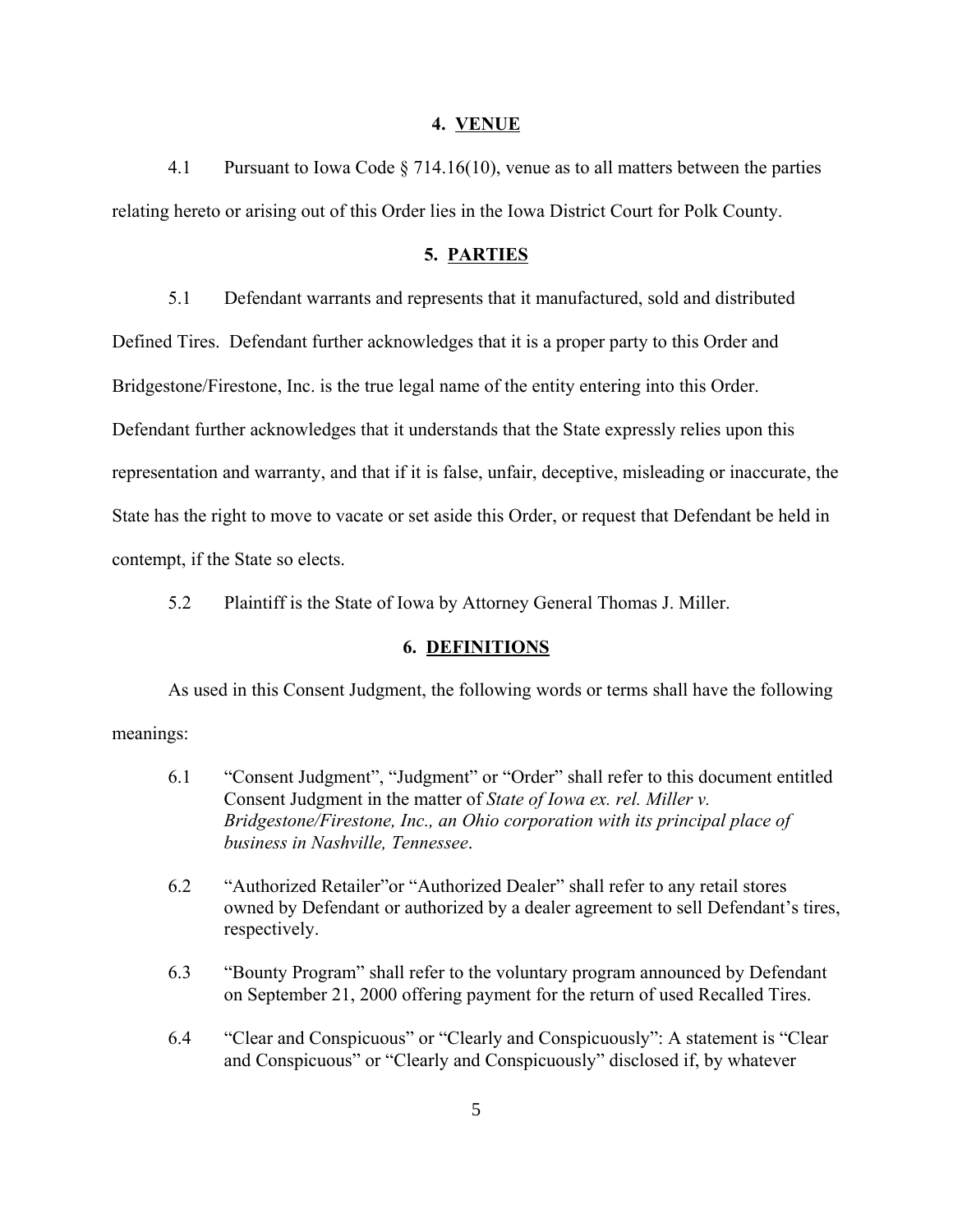## 4. VENUE

4.1 Pursuant to Iowa Code § 714.16(10), venue as to all matters between the parties relating hereto or arising out of this Order lies in the Iowa District Court for Polk County.

## 5. PARTIES

5.1 Defendant warrants and represents that it manufactured, sold and distributed Defined Tires. Defendant further acknowledges that it is a proper party to this Order and Bridgestone/Firestone, Inc. is the true legal name of the entity entering into this Order. Defendant further acknowledges that it understands that the State expressly relies upon this representation and warranty, and that if it is false, unfair, deceptive, misleading or inaccurate, the State has the right to move to vacate or set aside this Order, or request that Defendant be held in contempt, if the State so elects.

5.2 Plaintiff is the State of Iowa by Attorney General Thomas J. Miller.

## 6. DEFINITIONS

As used in this Consent Judgment, the following words or terms shall have the following meanings:

6.1 "Consent Judgment", "Judgment" or "Order" shall refer to this document entitled Consent Judgment in the matter of *State of Iowa ex. rel. Miller v. Bridgestone/Firestone, Inc., an Ohio corporation with its principal place of business in Nashville, Tennessee*.

6.2 "Authorized Retailer"or "Authorized Dealer" shall refer to any retail stores owned by Defendant or authorized by a dealer agreement to sell Defendant's tires, respectively.

6.3 "Bounty Program" shall refer to the voluntary program announced by Defendant on September 21, 2000 offering payment for the return of used Recalled Tires.

6.4 "Clear and Conspicuous" or "Clearly and Conspicuously": A statement is "Clear and Conspicuous" or "Clearly and Conspicuously" disclosed if, by whatever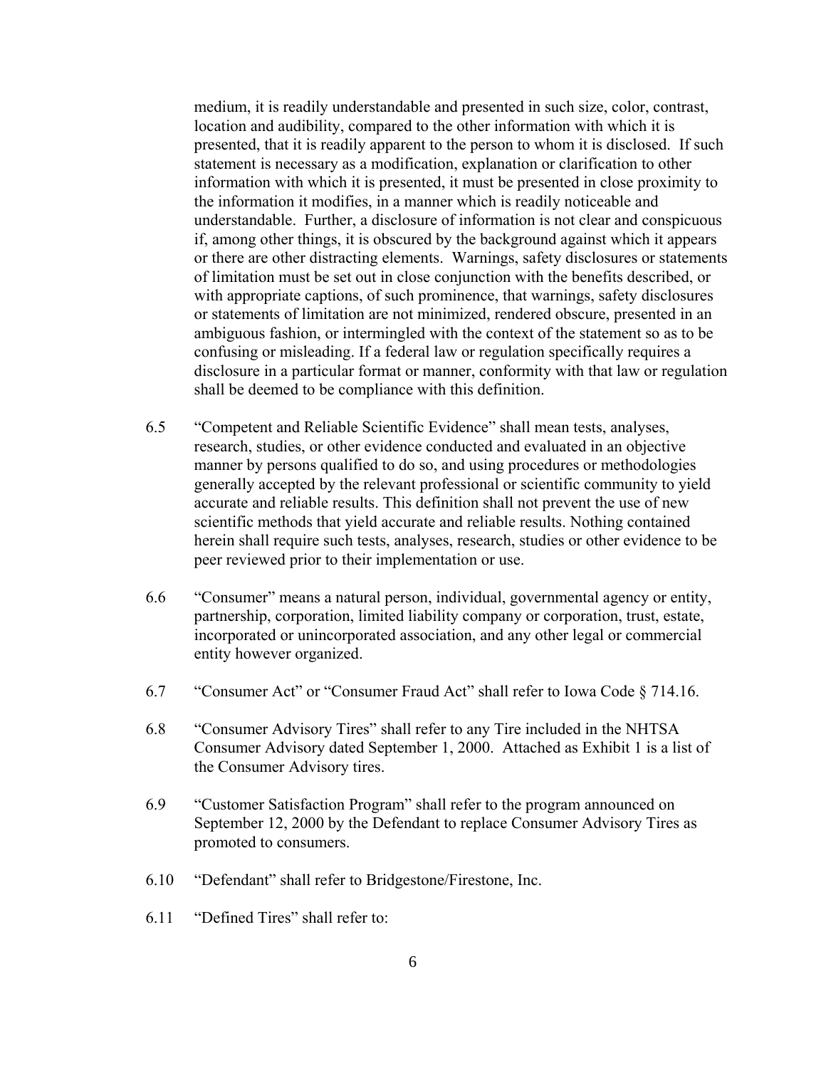medium, it is readily understandable and presented in such size, color, contrast, location and audibility, compared to the other information with which it is presented, that it is readily apparent to the person to whom it is disclosed. If such statement is necessary as a modification, explanation or clarification to other information with which it is presented, it must be presented in close proximity to the information it modifies, in a manner which is readily noticeable and understandable. Further, a disclosure of information is not clear and conspicuous if, among other things, it is obscured by the background against which it appears or there are other distracting elements. Warnings, safety disclosures or statements of limitation must be set out in close conjunction with the benefits described, or with appropriate captions, of such prominence, that warnings, safety disclosures or statements of limitation are not minimized, rendered obscure, presented in an ambiguous fashion, or intermingled with the context of the statement so as to be confusing or misleading. If a federal law or regulation specifically requires a disclosure in a particular format or manner, conformity with that law or regulation shall be deemed to be compliance with this definition.

6.5 "Competent and Reliable Scientific Evidence" shall mean tests, analyses, research, studies, or other evidence conducted and evaluated in an objective manner by persons qualified to do so, and using procedures or methodologies generally accepted by the relevant professional or scientific community to yield accurate and reliable results. This definition shall not prevent the use of new scientific methods that yield accurate and reliable results. Nothing contained herein shall require such tests, analyses, research, studies or other evidence to be peer reviewed prior to their implementation or use.

6.6 "Consumer" means a natural person, individual, governmental agency or entity, partnership, corporation, limited liability company or corporation, trust, estate, incorporated or unincorporated association, and any other legal or commercial entity however organized.

6.7 "Consumer Act" or "Consumer Fraud Act" shall refer to Iowa Code § 714.16.

6.8 "Consumer Advisory Tires" shall refer to any Tire included in the NHTSA Consumer Advisory dated September 1, 2000. Attached as Exhibit 1 is a list of the Consumer Advisory tires.

6.9 "Customer Satisfaction Program" shall refer to the program announced on September 12, 2000 by the Defendant to replace Consumer Advisory Tires as promoted to consumers.

6.10 "Defendant" shall refer to Bridgestone/Firestone, Inc.

6.11 "Defined Tires" shall refer to: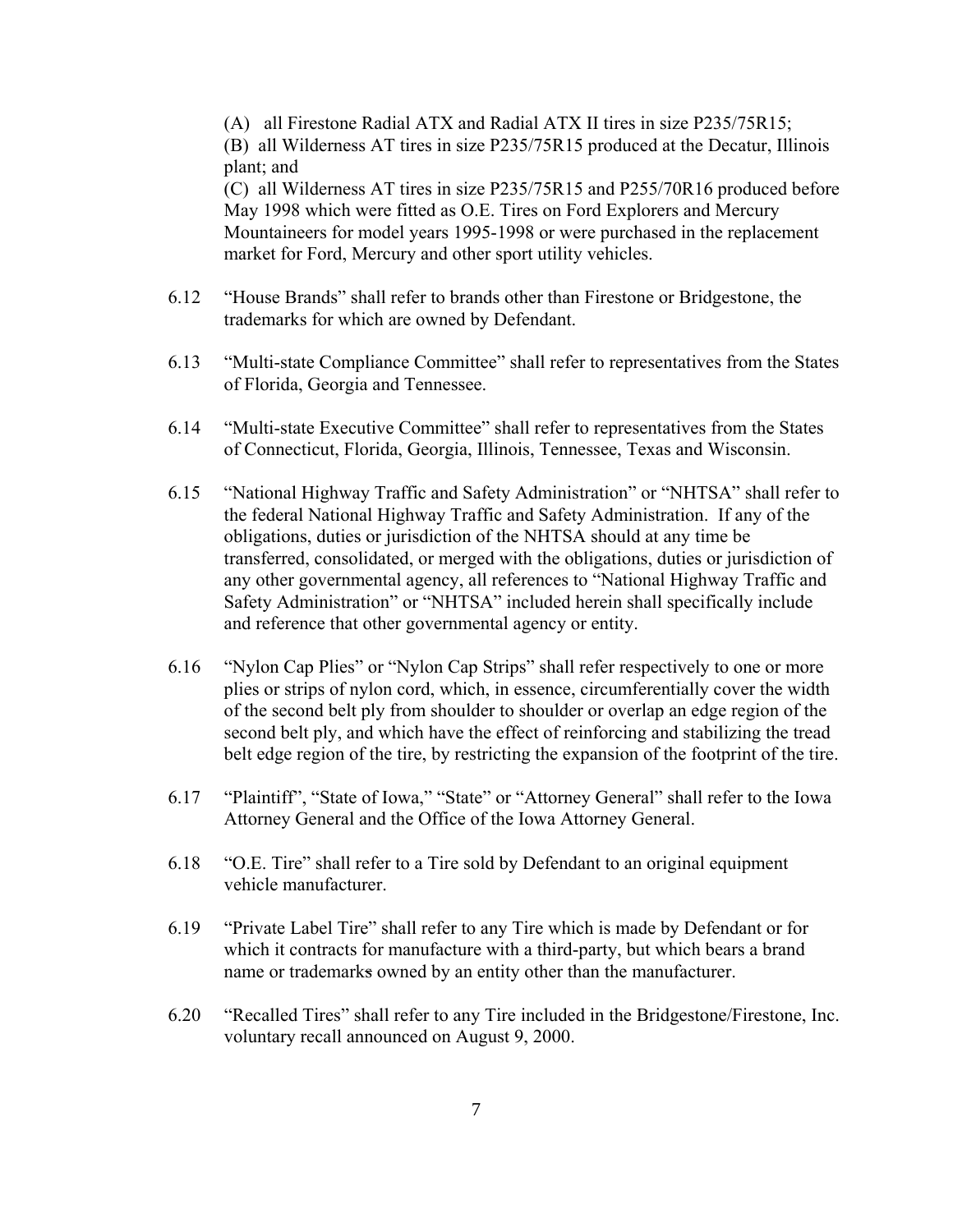(A) all Firestone Radial ATX and Radial ATX II tires in size P235/75R15;
(B) all Wilderness AT tires in size P235/75R15 produced at the Decatur, Illinois plant; and
(C) all Wilderness AT tires in size P235/75R15 and P255/70R16 produced before May 1998 which were fitted as O.E. Tires on Ford Explorers and Mercury Mountaineers for model years 1995-1998 or were purchased in the replacement market for Ford, Mercury and other sport utility vehicles.

6.12 "House Brands" shall refer to brands other than Firestone or Bridgestone, the trademarks for which are owned by Defendant.

6.13 "Multi-state Compliance Committee" shall refer to representatives from the States of Florida, Georgia and Tennessee.

6.14 "Multi-state Executive Committee" shall refer to representatives from the States of Connecticut, Florida, Georgia, Illinois, Tennessee, Texas and Wisconsin.

6.15 "National Highway Traffic and Safety Administration" or "NHTSA" shall refer to the federal National Highway Traffic and Safety Administration. If any of the obligations, duties or jurisdiction of the NHTSA should at any time be transferred, consolidated, or merged with the obligations, duties or jurisdiction of any other governmental agency, all references to "National Highway Traffic and Safety Administration" or "NHTSA" included herein shall specifically include and reference that other governmental agency or entity.

6.16 "Nylon Cap Plies" or "Nylon Cap Strips" shall refer respectively to one or more plies or strips of nylon cord, which, in essence, circumferentially cover the width of the second belt ply from shoulder to shoulder or overlap an edge region of the second belt ply, and which have the effect of reinforcing and stabilizing the tread belt edge region of the tire, by restricting the expansion of the footprint of the tire.

6.17 "Plaintiff", "State of Iowa," "State" or "Attorney General" shall refer to the Iowa Attorney General and the Office of the Iowa Attorney General.

6.18 "O.E. Tire" shall refer to a Tire sold by Defendant to an original equipment vehicle manufacturer.

6.19 "Private Label Tire" shall refer to any Tire which is made by Defendant or for which it contracts for manufacture with a third-party, but which bears a brand name or trademarks owned by an entity other than the manufacturer.

6.20 "Recalled Tires" shall refer to any Tire included in the Bridgestone/Firestone, Inc. voluntary recall announced on August 9, 2000.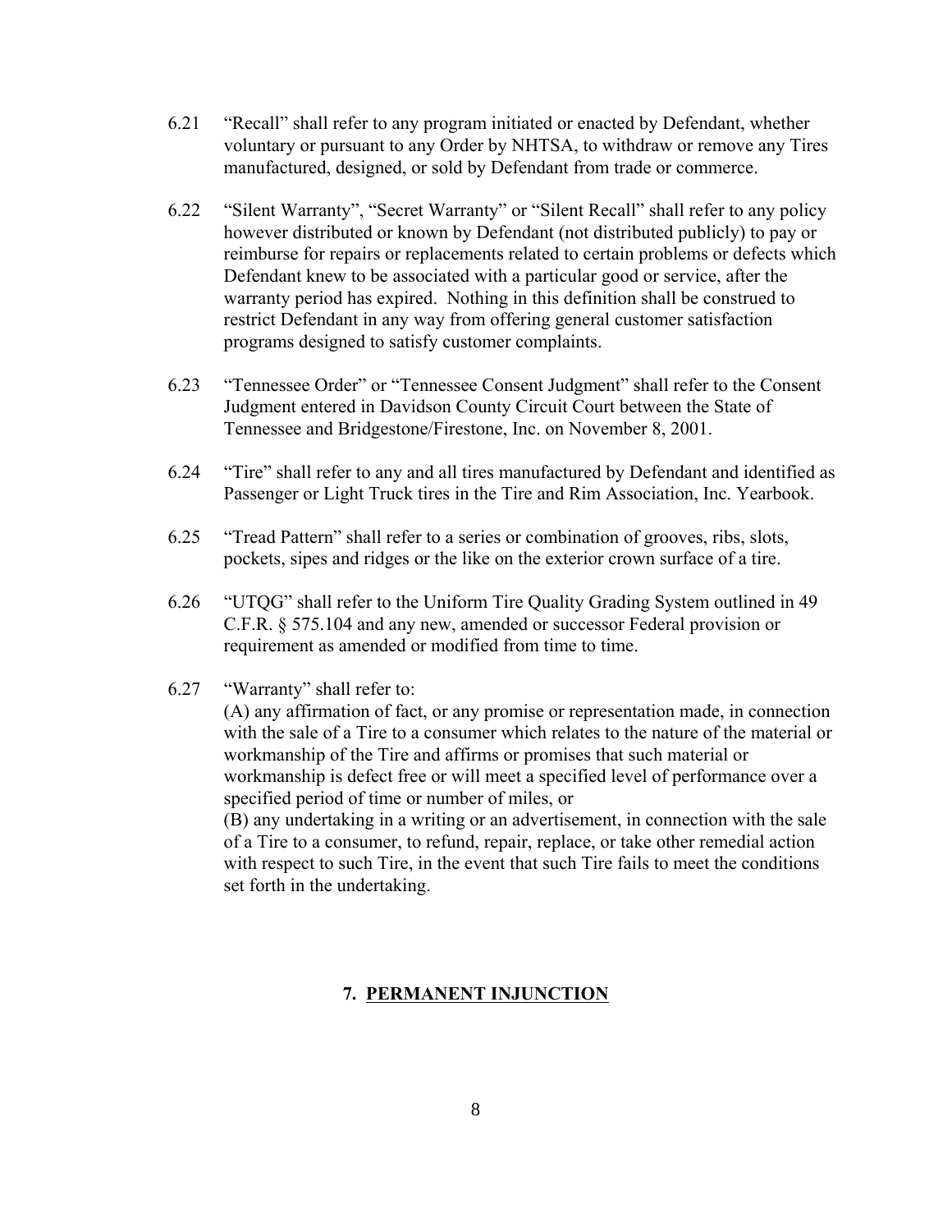6.21 "Recall" shall refer to any program initiated or enacted by Defendant, whether voluntary or pursuant to any Order by NHTSA, to withdraw or remove any Tires manufactured, designed, or sold by Defendant from trade or commerce.

6.22 "Silent Warranty", "Secret Warranty" or "Silent Recall" shall refer to any policy however distributed or known by Defendant (not distributed publicly) to pay or reimburse for repairs or replacements related to certain problems or defects which Defendant knew to be associated with a particular good or service, after the warranty period has expired. Nothing in this definition shall be construed to restrict Defendant in any way from offering general customer satisfaction programs designed to satisfy customer complaints.

6.23 "Tennessee Order" or "Tennessee Consent Judgment" shall refer to the Consent Judgment entered in Davidson County Circuit Court between the State of Tennessee and Bridgestone/Firestone, Inc. on November 8, 2001.

6.24 "Tire" shall refer to any and all tires manufactured by Defendant and identified as Passenger or Light Truck tires in the Tire and Rim Association, Inc. Yearbook.

6.25 "Tread Pattern" shall refer to a series or combination of grooves, ribs, slots, pockets, sipes and ridges or the like on the exterior crown surface of a tire.

6.26 "UTQG" shall refer to the Uniform Tire Quality Grading System outlined in 49 C.F.R. § 575.104 and any new, amended or successor Federal provision or requirement as amended or modified from time to time.

6.27 "Warranty" shall refer to:
(A) any affirmation of fact, or any promise or representation made, in connection with the sale of a Tire to a consumer which relates to the nature of the material or workmanship of the Tire and affirms or promises that such material or workmanship is defect free or will meet a specified level of performance over a specified period of time or number of miles, or
(B) any undertaking in a writing or an advertisement, in connection with the sale of a Tire to a consumer, to refund, repair, replace, or take other remedial action with respect to such Tire, in the event that such Tire fails to meet the conditions set forth in the undertaking.

## 7. PERMANENT INJUNCTION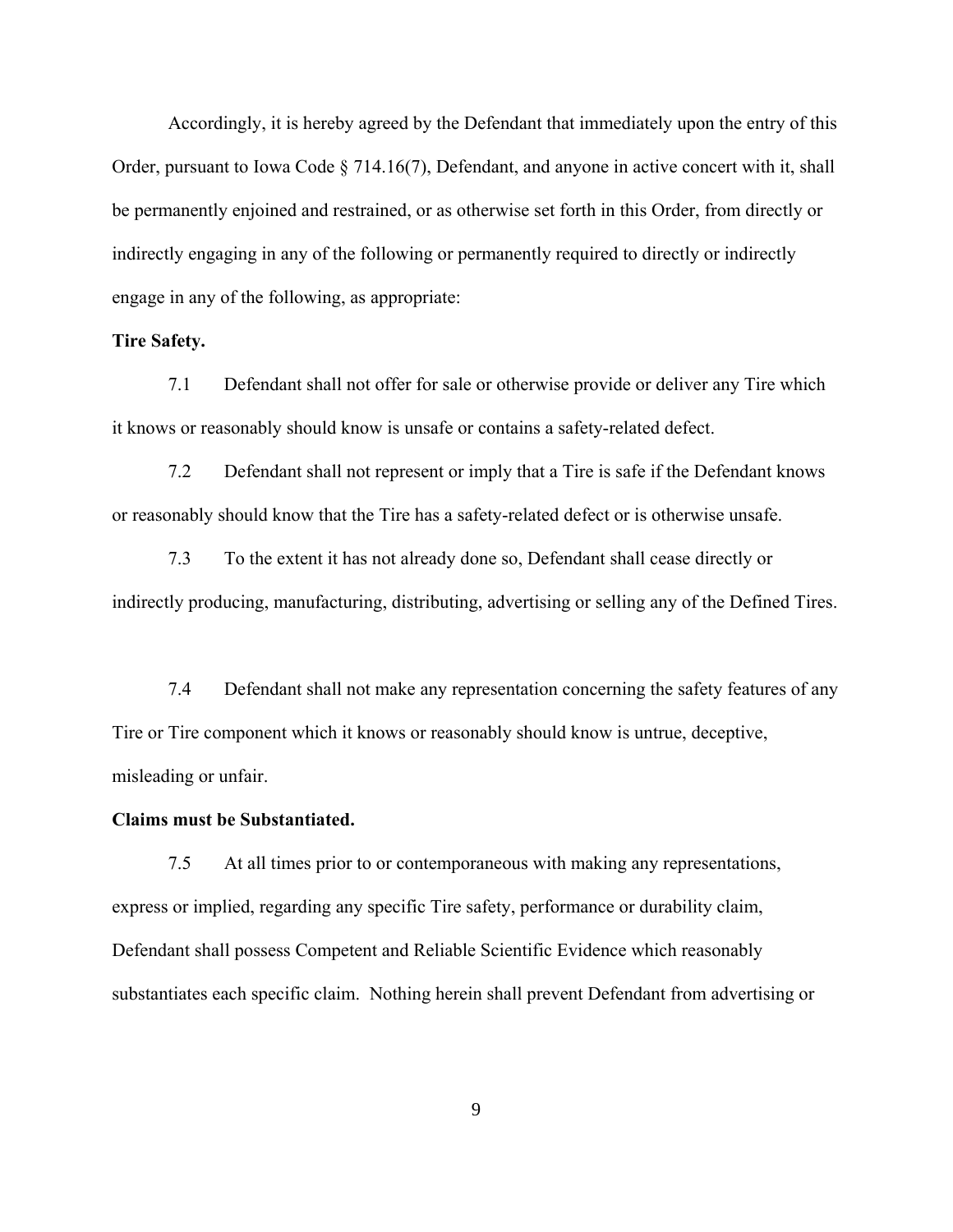Accordingly, it is hereby agreed by the Defendant that immediately upon the entry of this Order, pursuant to Iowa Code § 714.16(7), Defendant, and anyone in active concert with it, shall be permanently enjoined and restrained, or as otherwise set forth in this Order, from directly or indirectly engaging in any of the following or permanently required to directly or indirectly engage in any of the following, as appropriate:

**Tire Safety.**

7.1 Defendant shall not offer for sale or otherwise provide or deliver any Tire which it knows or reasonably should know is unsafe or contains a safety-related defect.

7.2 Defendant shall not represent or imply that a Tire is safe if the Defendant knows or reasonably should know that the Tire has a safety-related defect or is otherwise unsafe.

7.3 To the extent it has not already done so, Defendant shall cease directly or indirectly producing, manufacturing, distributing, advertising or selling any of the Defined Tires.

7.4 Defendant shall not make any representation concerning the safety features of any Tire or Tire component which it knows or reasonably should know is untrue, deceptive, misleading or unfair.

**Claims must be Substantiated.**

7.5 At all times prior to or contemporaneous with making any representations, express or implied, regarding any specific Tire safety, performance or durability claim, Defendant shall possess Competent and Reliable Scientific Evidence which reasonably substantiates each specific claim. Nothing herein shall prevent Defendant from advertising or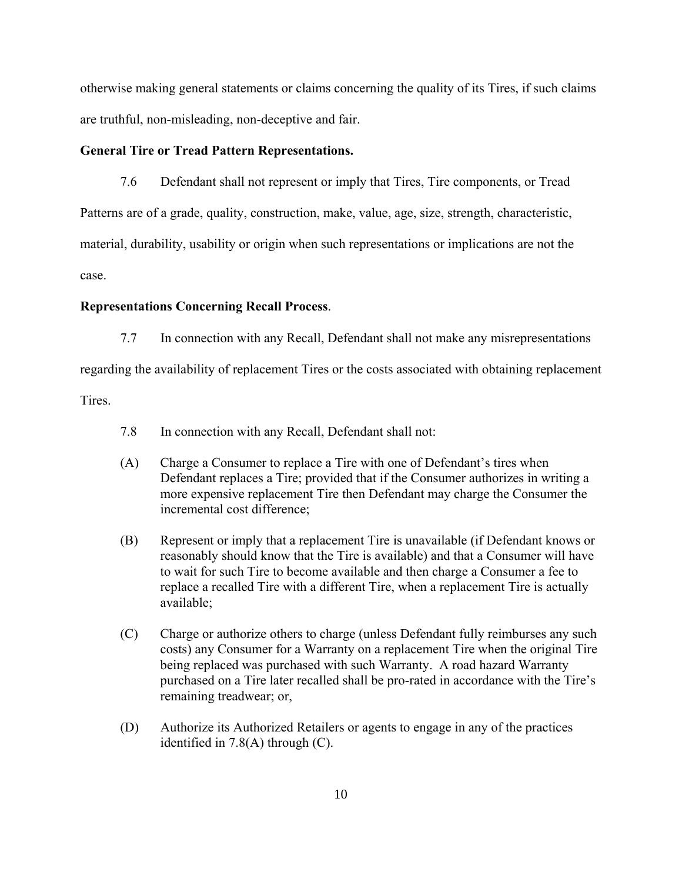otherwise making general statements or claims concerning the quality of its Tires, if such claims are truthful, non-misleading, non-deceptive and fair.

**General Tire or Tread Pattern Representations.**

7.6 Defendant shall not represent or imply that Tires, Tire components, or Tread Patterns are of a grade, quality, construction, make, value, age, size, strength, characteristic, material, durability, usability or origin when such representations or implications are not the case.

**Representations Concerning Recall Process**.

7.7 In connection with any Recall, Defendant shall not make any misrepresentations regarding the availability of replacement Tires or the costs associated with obtaining replacement Tires.

7.8 In connection with any Recall, Defendant shall not:

(A) Charge a Consumer to replace a Tire with one of Defendant's tires when Defendant replaces a Tire; provided that if the Consumer authorizes in writing a more expensive replacement Tire then Defendant may charge the Consumer the incremental cost difference;

(B) Represent or imply that a replacement Tire is unavailable (if Defendant knows or reasonably should know that the Tire is available) and that a Consumer will have to wait for such Tire to become available and then charge a Consumer a fee to replace a recalled Tire with a different Tire, when a replacement Tire is actually available;

(C) Charge or authorize others to charge (unless Defendant fully reimburses any such costs) any Consumer for a Warranty on a replacement Tire when the original Tire being replaced was purchased with such Warranty. A road hazard Warranty purchased on a Tire later recalled shall be pro-rated in accordance with the Tire's remaining treadwear; or,

(D) Authorize its Authorized Retailers or agents to engage in any of the practices identified in 7.8(A) through (C).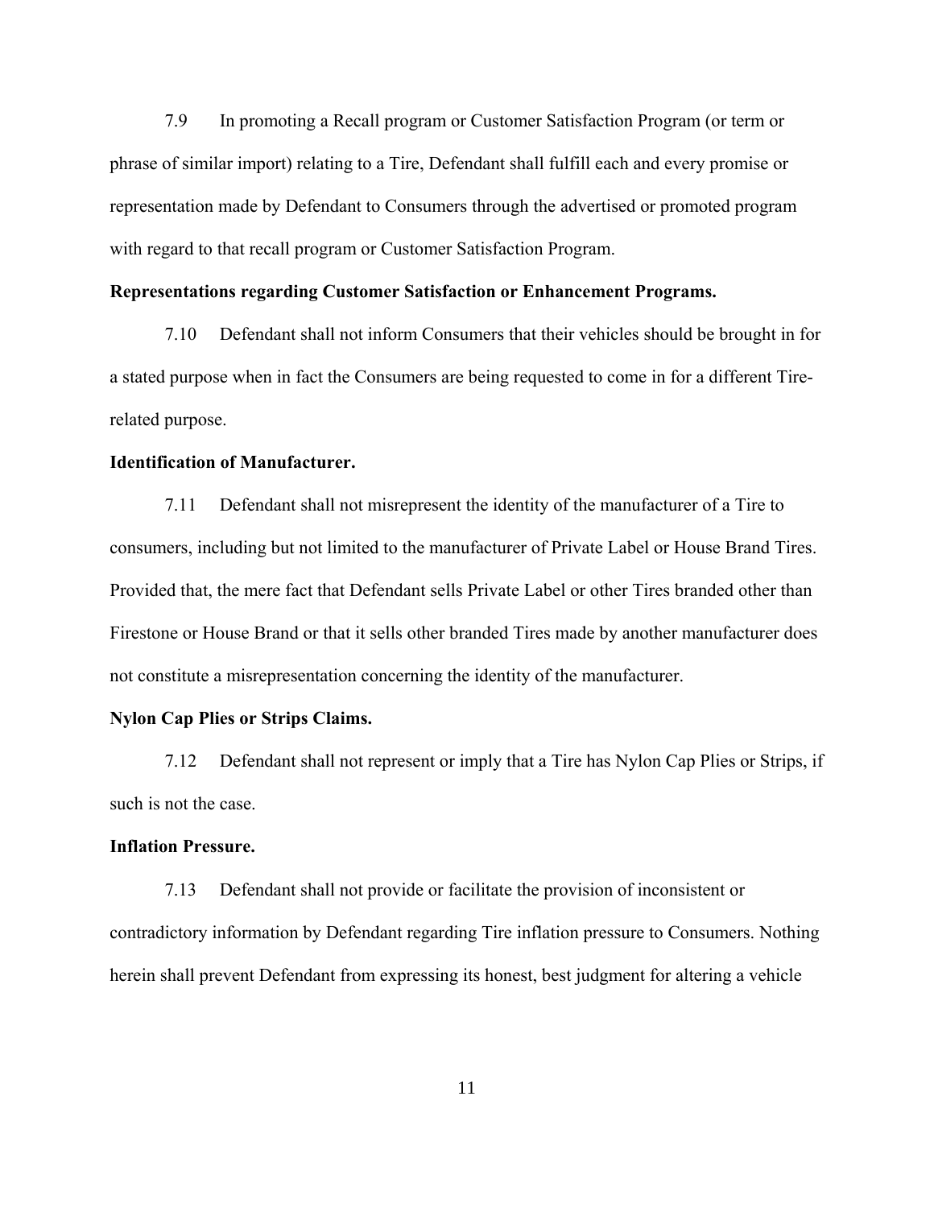7.9 In promoting a Recall program or Customer Satisfaction Program (or term or phrase of similar import) relating to a Tire, Defendant shall fulfill each and every promise or representation made by Defendant to Consumers through the advertised or promoted program with regard to that recall program or Customer Satisfaction Program.

**Representations regarding Customer Satisfaction or Enhancement Programs.**

7.10 Defendant shall not inform Consumers that their vehicles should be brought in for a stated purpose when in fact the Consumers are being requested to come in for a different Tire-related purpose.

**Identification of Manufacturer.**

7.11 Defendant shall not misrepresent the identity of the manufacturer of a Tire to consumers, including but not limited to the manufacturer of Private Label or House Brand Tires. Provided that, the mere fact that Defendant sells Private Label or other Tires branded other than Firestone or House Brand or that it sells other branded Tires made by another manufacturer does not constitute a misrepresentation concerning the identity of the manufacturer.

**Nylon Cap Plies or Strips Claims.**

7.12 Defendant shall not represent or imply that a Tire has Nylon Cap Plies or Strips, if such is not the case.

**Inflation Pressure.**

7.13 Defendant shall not provide or facilitate the provision of inconsistent or contradictory information by Defendant regarding Tire inflation pressure to Consumers. Nothing herein shall prevent Defendant from expressing its honest, best judgment for altering a vehicle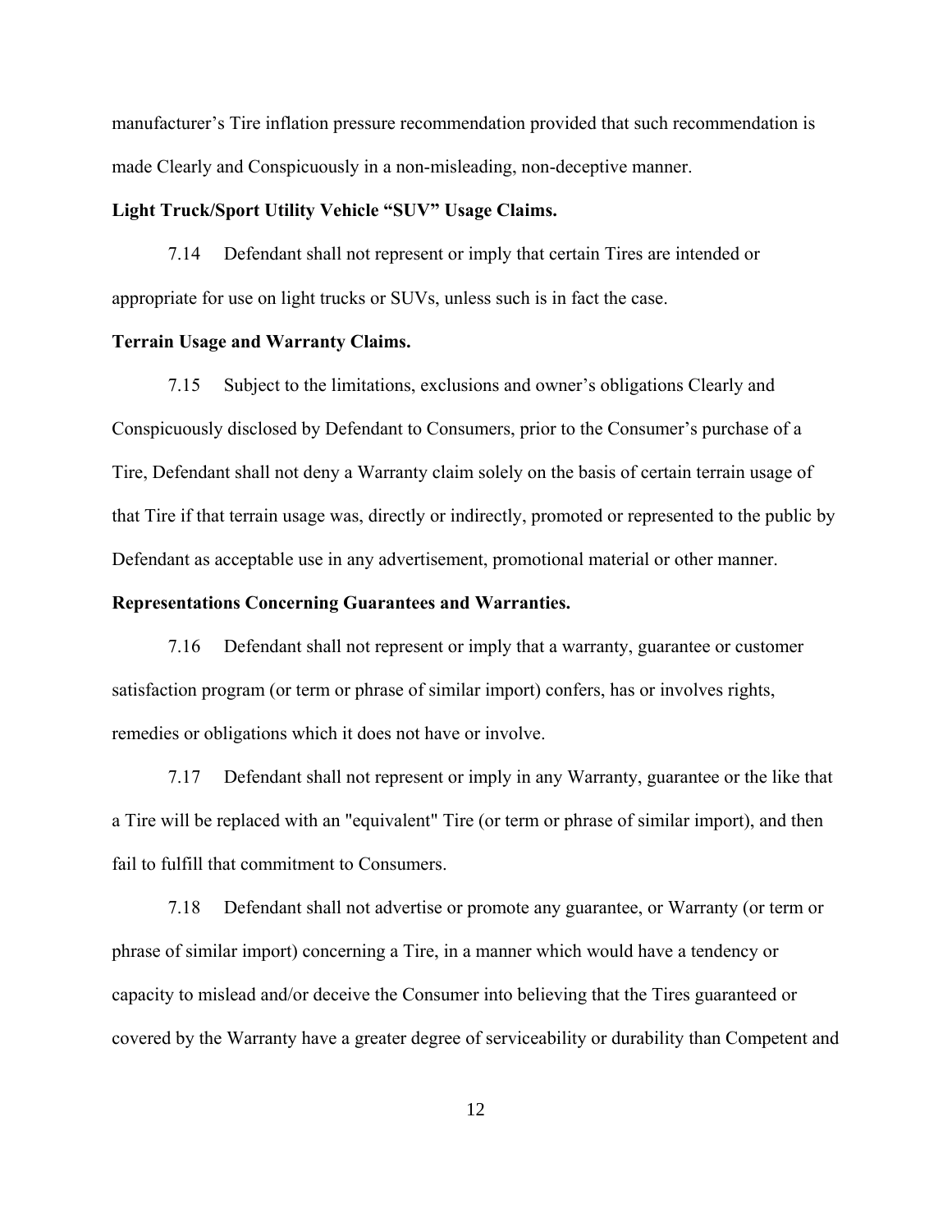manufacturer's Tire inflation pressure recommendation provided that such recommendation is made Clearly and Conspicuously in a non-misleading, non-deceptive manner.

**Light Truck/Sport Utility Vehicle "SUV" Usage Claims.**

7.14 Defendant shall not represent or imply that certain Tires are intended or appropriate for use on light trucks or SUVs, unless such is in fact the case.

**Terrain Usage and Warranty Claims.**

7.15 Subject to the limitations, exclusions and owner's obligations Clearly and Conspicuously disclosed by Defendant to Consumers, prior to the Consumer's purchase of a Tire, Defendant shall not deny a Warranty claim solely on the basis of certain terrain usage of that Tire if that terrain usage was, directly or indirectly, promoted or represented to the public by Defendant as acceptable use in any advertisement, promotional material or other manner.

**Representations Concerning Guarantees and Warranties.**

7.16 Defendant shall not represent or imply that a warranty, guarantee or customer satisfaction program (or term or phrase of similar import) confers, has or involves rights, remedies or obligations which it does not have or involve.

7.17 Defendant shall not represent or imply in any Warranty, guarantee or the like that a Tire will be replaced with an "equivalent" Tire (or term or phrase of similar import), and then fail to fulfill that commitment to Consumers.

7.18 Defendant shall not advertise or promote any guarantee, or Warranty (or term or phrase of similar import) concerning a Tire, in a manner which would have a tendency or capacity to mislead and/or deceive the Consumer into believing that the Tires guaranteed or covered by the Warranty have a greater degree of serviceability or durability than Competent and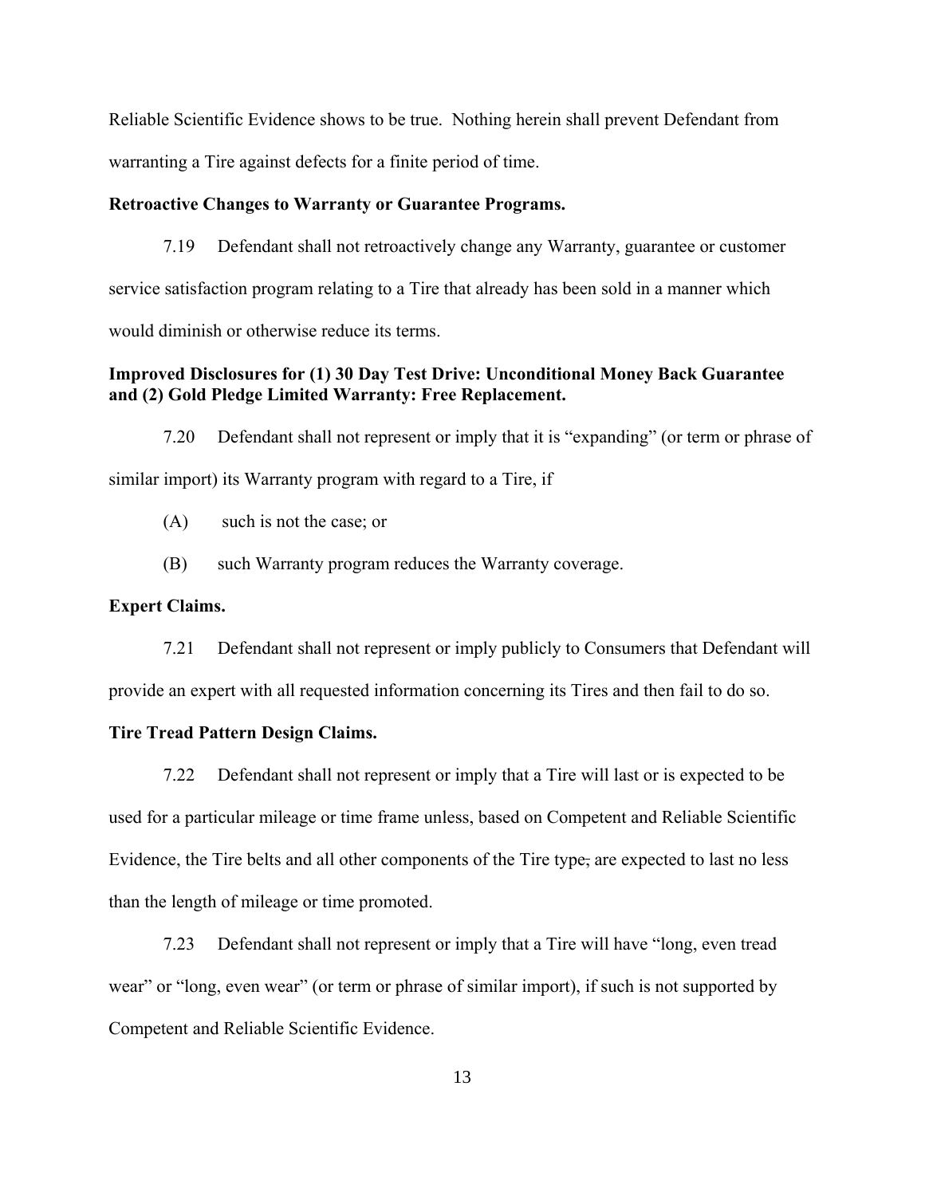Reliable Scientific Evidence shows to be true. Nothing herein shall prevent Defendant from warranting a Tire against defects for a finite period of time.

**Retroactive Changes to Warranty or Guarantee Programs.**

7.19 Defendant shall not retroactively change any Warranty, guarantee or customer service satisfaction program relating to a Tire that already has been sold in a manner which would diminish or otherwise reduce its terms.

**Improved Disclosures for (1) 30 Day Test Drive: Unconditional Money Back Guarantee and (2) Gold Pledge Limited Warranty: Free Replacement.**

7.20 Defendant shall not represent or imply that it is "expanding" (or term or phrase of similar import) its Warranty program with regard to a Tire, if

(A) such is not the case; or

(B) such Warranty program reduces the Warranty coverage.

**Expert Claims.**

7.21 Defendant shall not represent or imply publicly to Consumers that Defendant will provide an expert with all requested information concerning its Tires and then fail to do so.

**Tire Tread Pattern Design Claims.**

7.22 Defendant shall not represent or imply that a Tire will last or is expected to be used for a particular mileage or time frame unless, based on Competent and Reliable Scientific Evidence, the Tire belts and all other components of the Tire type, are expected to last no less than the length of mileage or time promoted.

7.23 Defendant shall not represent or imply that a Tire will have "long, even tread wear" or "long, even wear" (or term or phrase of similar import), if such is not supported by Competent and Reliable Scientific Evidence.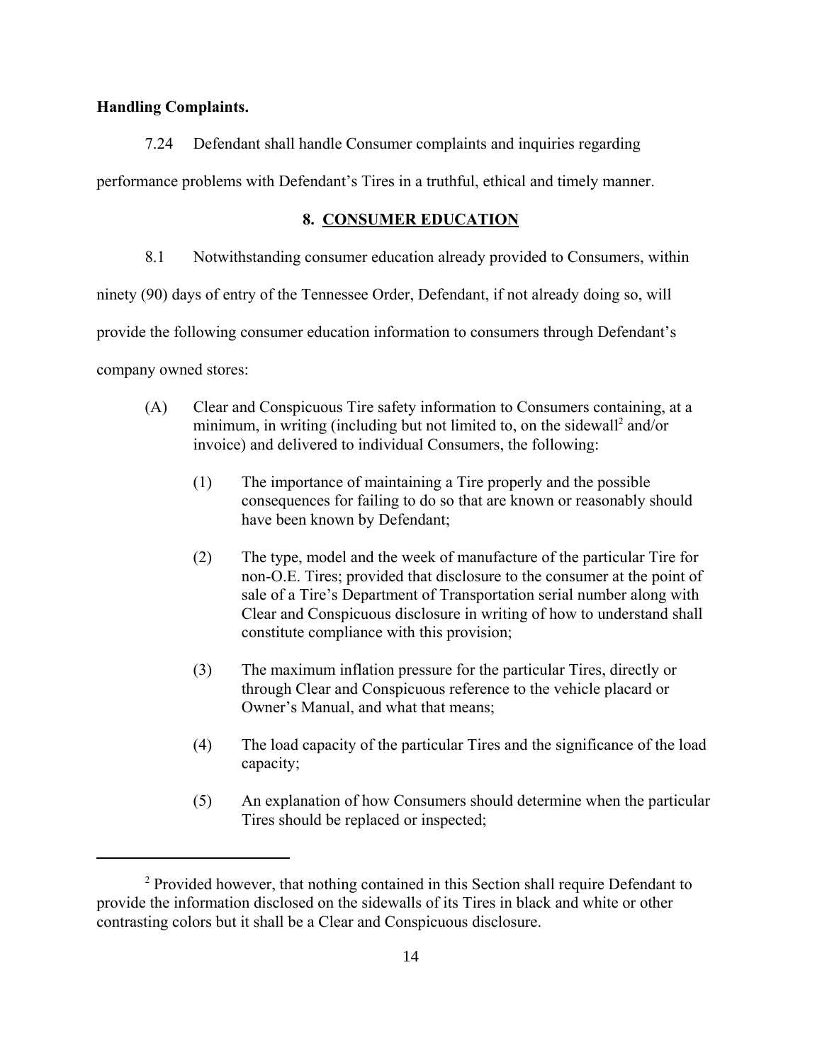**Handling Complaints.**

7.24 Defendant shall handle Consumer complaints and inquiries regarding performance problems with Defendant's Tires in a truthful, ethical and timely manner.

## 8. CONSUMER EDUCATION

8.1 Notwithstanding consumer education already provided to Consumers, within ninety (90) days of entry of the Tennessee Order, Defendant, if not already doing so, will provide the following consumer education information to consumers through Defendant's company owned stores:

(A) Clear and Conspicuous Tire safety information to Consumers containing, at a minimum, in writing (including but not limited to, on the sidewall[2] and/or invoice) and delivered to individual Consumers, the following:

(1) The importance of maintaining a Tire properly and the possible consequences for failing to do so that are known or reasonably should have been known by Defendant;

(2) The type, model and the week of manufacture of the particular Tire for non-O.E. Tires; provided that disclosure to the consumer at the point of sale of a Tire's Department of Transportation serial number along with Clear and Conspicuous disclosure in writing of how to understand shall constitute compliance with this provision;

(3) The maximum inflation pressure for the particular Tires, directly or through Clear and Conspicuous reference to the vehicle placard or Owner's Manual, and what that means;

(4) The load capacity of the particular Tires and the significance of the load capacity;

(5) An explanation of how Consumers should determine when the particular Tires should be replaced or inspected;

---

[2] Provided however, that nothing contained in this Section shall require Defendant to provide the information disclosed on the sidewalls of its Tires in black and white or other contrasting colors but it shall be a Clear and Conspicuous disclosure.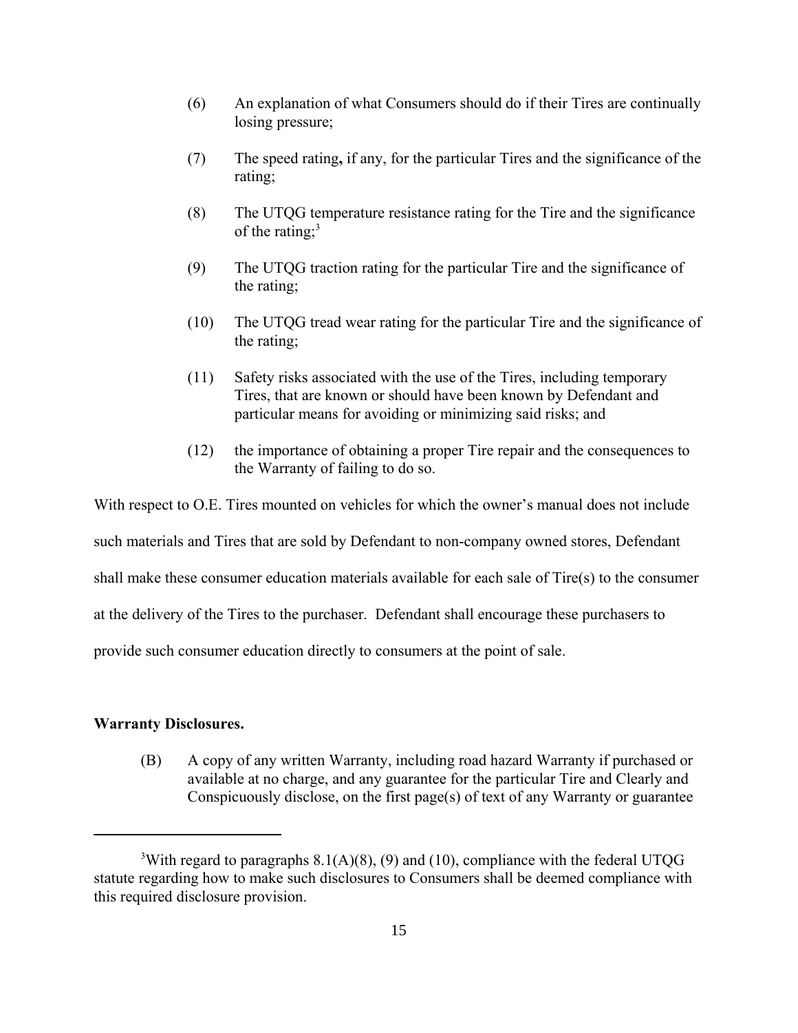(6) An explanation of what Consumers should do if their Tires are continually losing pressure;

(7) The speed rating**,** if any, for the particular Tires and the significance of the rating;

(8) The UTQG temperature resistance rating for the Tire and the significance of the rating;[3]

(9) The UTQG traction rating for the particular Tire and the significance of the rating;

(10) The UTQG tread wear rating for the particular Tire and the significance of the rating;

(11) Safety risks associated with the use of the Tires, including temporary Tires, that are known or should have been known by Defendant and particular means for avoiding or minimizing said risks; and

(12) the importance of obtaining a proper Tire repair and the consequences to the Warranty of failing to do so.

With respect to O.E. Tires mounted on vehicles for which the owner's manual does not include such materials and Tires that are sold by Defendant to non-company owned stores, Defendant shall make these consumer education materials available for each sale of Tire(s) to the consumer at the delivery of the Tires to the purchaser. Defendant shall encourage these purchasers to provide such consumer education directly to consumers at the point of sale.

**Warranty Disclosures.**

(B) A copy of any written Warranty, including road hazard Warranty if purchased or available at no charge, and any guarantee for the particular Tire and Clearly and Conspicuously disclose, on the first page(s) of text of any Warranty or guarantee

---

[3]With regard to paragraphs 8.1(A)(8), (9) and (10), compliance with the federal UTQG statute regarding how to make such disclosures to Consumers shall be deemed compliance with this required disclosure provision.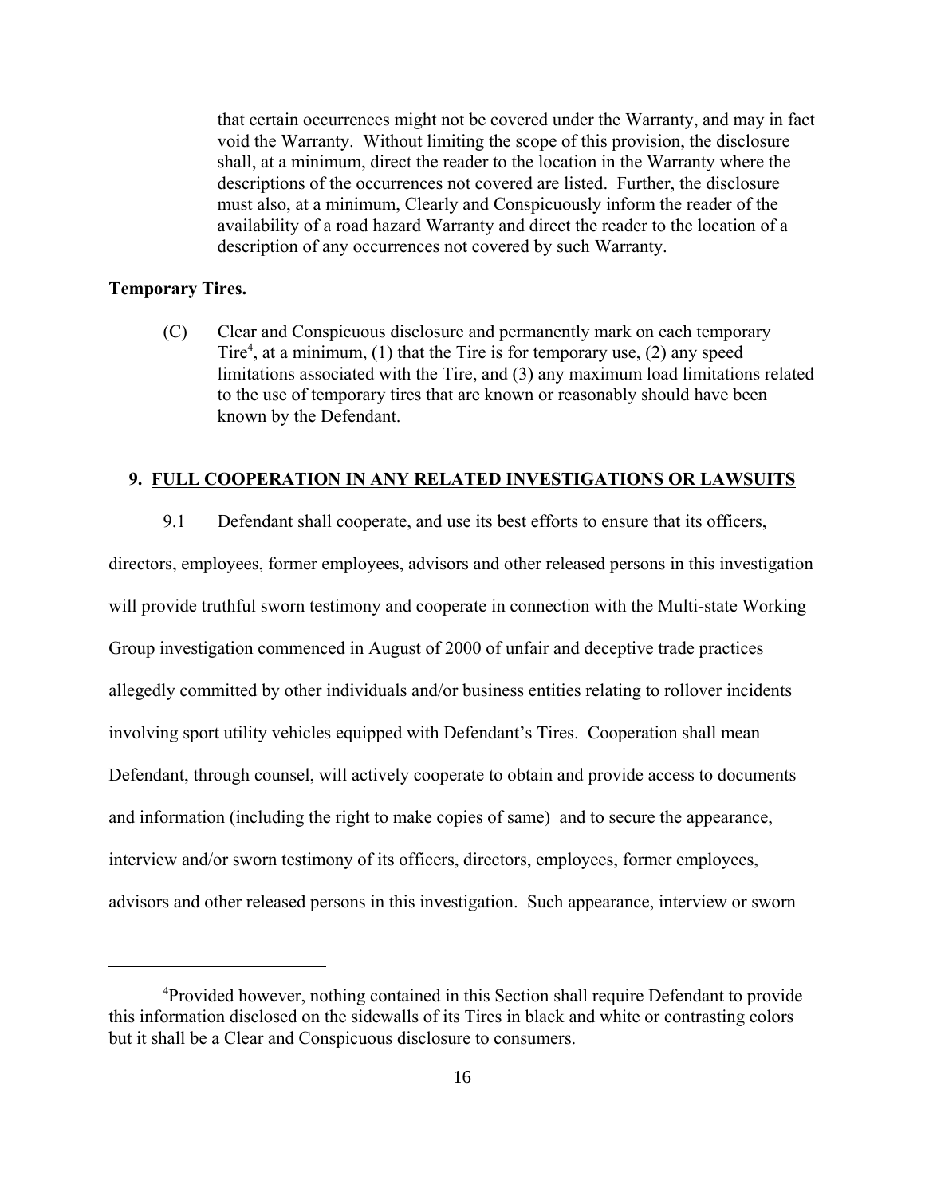that certain occurrences might not be covered under the Warranty, and may in fact void the Warranty. Without limiting the scope of this provision, the disclosure shall, at a minimum, direct the reader to the location in the Warranty where the descriptions of the occurrences not covered are listed. Further, the disclosure must also, at a minimum, Clearly and Conspicuously inform the reader of the availability of a road hazard Warranty and direct the reader to the location of a description of any occurrences not covered by such Warranty.

**Temporary Tires.**

(C) Clear and Conspicuous disclosure and permanently mark on each temporary Tire[4], at a minimum, (1) that the Tire is for temporary use, (2) any speed limitations associated with the Tire, and (3) any maximum load limitations related to the use of temporary tires that are known or reasonably should have been known by the Defendant.

## 9. <u>FULL COOPERATION IN ANY RELATED INVESTIGATIONS OR LAWSUITS</u>

9.1 Defendant shall cooperate, and use its best efforts to ensure that its officers, directors, employees, former employees, advisors and other released persons in this investigation will provide truthful sworn testimony and cooperate in connection with the Multi-state Working Group investigation commenced in August of 2000 of unfair and deceptive trade practices allegedly committed by other individuals and/or business entities relating to rollover incidents involving sport utility vehicles equipped with Defendant's Tires. Cooperation shall mean Defendant, through counsel, will actively cooperate to obtain and provide access to documents and information (including the right to make copies of same) and to secure the appearance, interview and/or sworn testimony of its officers, directors, employees, former employees, advisors and other released persons in this investigation. Such appearance, interview or sworn

---

[4]Provided however, nothing contained in this Section shall require Defendant to provide this information disclosed on the sidewalls of its Tires in black and white or contrasting colors but it shall be a Clear and Conspicuous disclosure to consumers.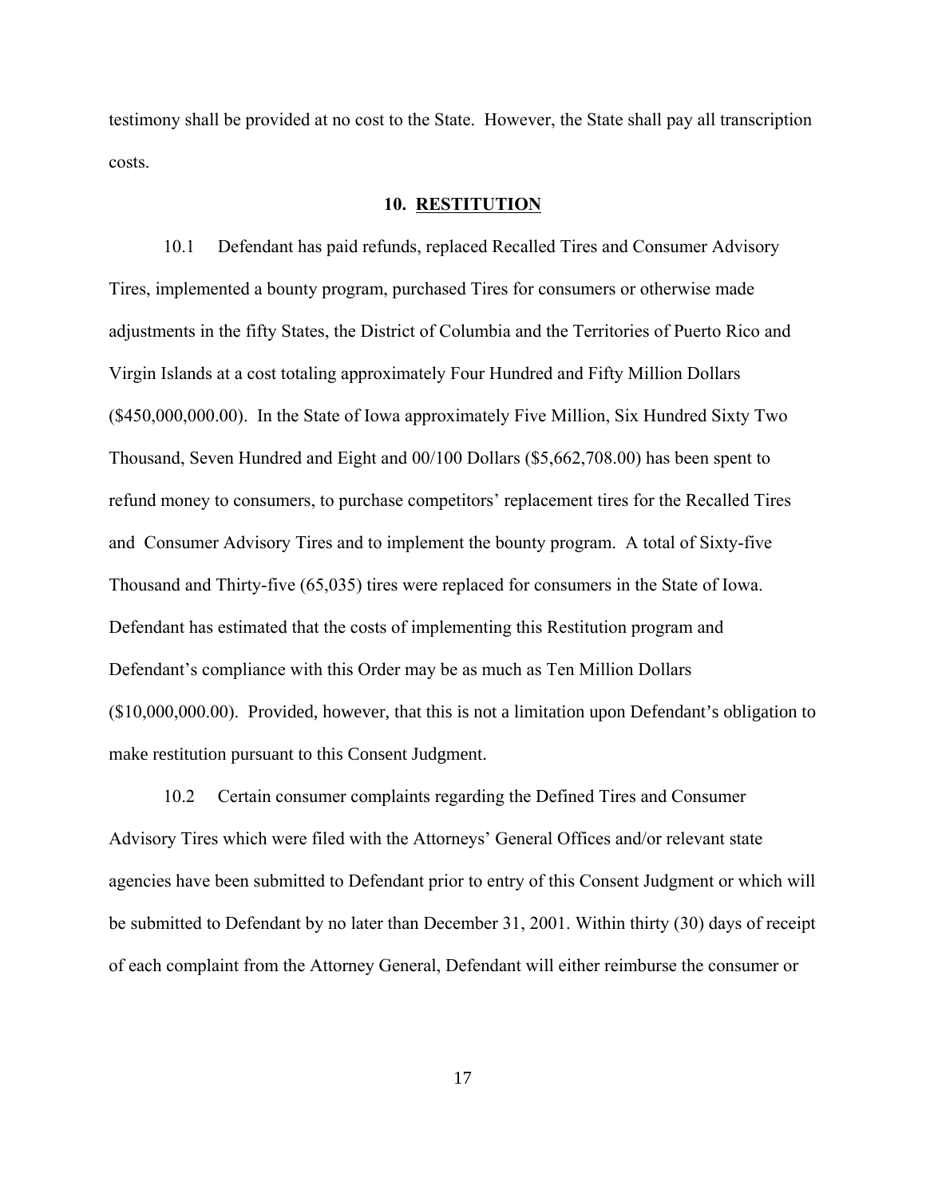testimony shall be provided at no cost to the State. However, the State shall pay all transcription costs.

## 10. RESTITUTION

10.1 Defendant has paid refunds, replaced Recalled Tires and Consumer Advisory Tires, implemented a bounty program, purchased Tires for consumers or otherwise made adjustments in the fifty States, the District of Columbia and the Territories of Puerto Rico and Virgin Islands at a cost totaling approximately Four Hundred and Fifty Million Dollars ($450,000,000.00). In the State of Iowa approximately Five Million, Six Hundred Sixty Two Thousand, Seven Hundred and Eight and 00/100 Dollars ($5,662,708.00) has been spent to refund money to consumers, to purchase competitors' replacement tires for the Recalled Tires and Consumer Advisory Tires and to implement the bounty program. A total of Sixty-five Thousand and Thirty-five (65,035) tires were replaced for consumers in the State of Iowa. Defendant has estimated that the costs of implementing this Restitution program and Defendant's compliance with this Order may be as much as Ten Million Dollars ($10,000,000.00). Provided, however, that this is not a limitation upon Defendant's obligation to make restitution pursuant to this Consent Judgment.

10.2 Certain consumer complaints regarding the Defined Tires and Consumer Advisory Tires which were filed with the Attorneys' General Offices and/or relevant state agencies have been submitted to Defendant prior to entry of this Consent Judgment or which will be submitted to Defendant by no later than December 31, 2001. Within thirty (30) days of receipt of each complaint from the Attorney General, Defendant will either reimburse the consumer or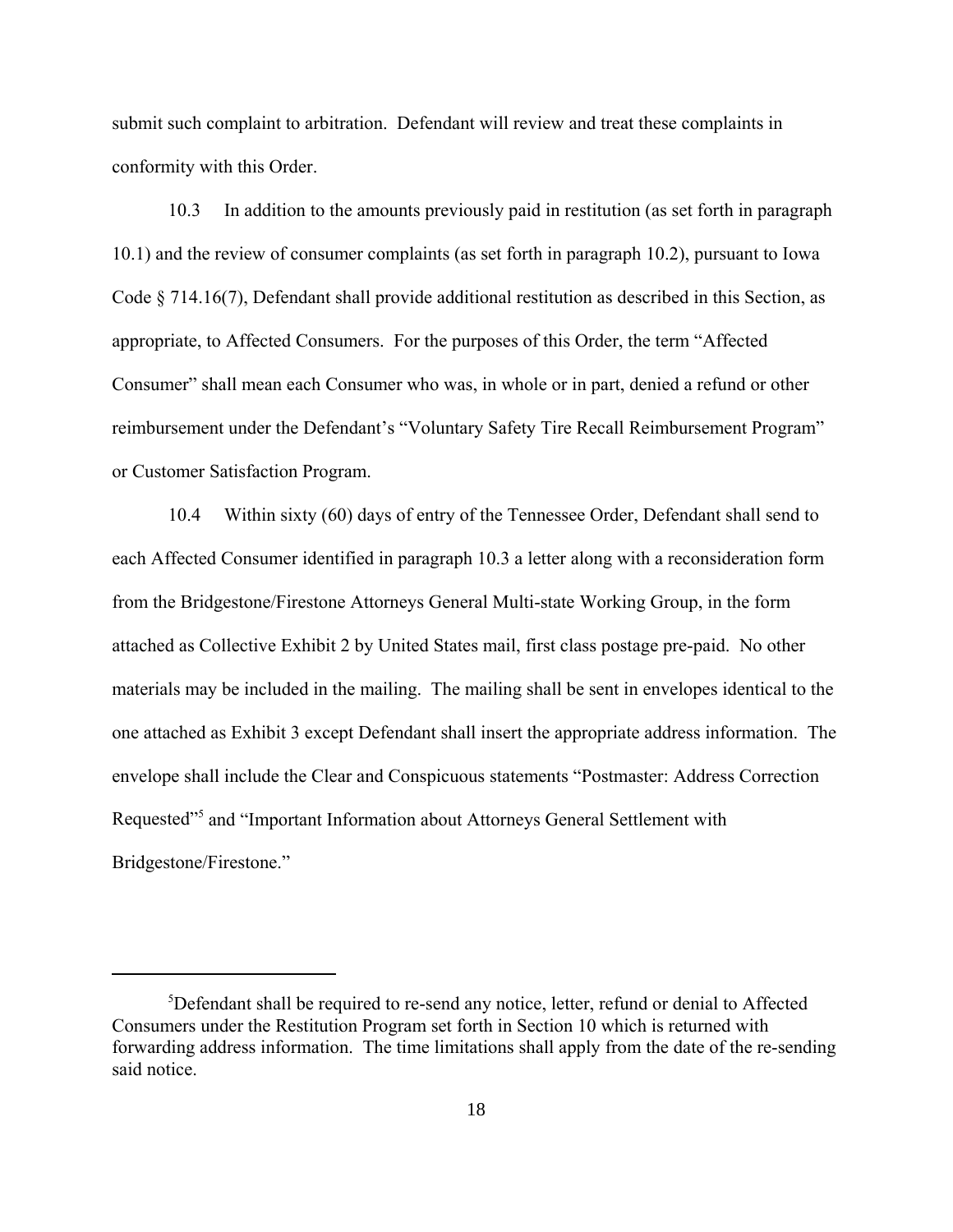submit such complaint to arbitration. Defendant will review and treat these complaints in conformity with this Order.

10.3 In addition to the amounts previously paid in restitution (as set forth in paragraph 10.1) and the review of consumer complaints (as set forth in paragraph 10.2), pursuant to Iowa Code § 714.16(7), Defendant shall provide additional restitution as described in this Section, as appropriate, to Affected Consumers. For the purposes of this Order, the term "Affected Consumer" shall mean each Consumer who was, in whole or in part, denied a refund or other reimbursement under the Defendant's "Voluntary Safety Tire Recall Reimbursement Program" or Customer Satisfaction Program.

10.4 Within sixty (60) days of entry of the Tennessee Order, Defendant shall send to each Affected Consumer identified in paragraph 10.3 a letter along with a reconsideration form from the Bridgestone/Firestone Attorneys General Multi-state Working Group, in the form attached as Collective Exhibit 2 by United States mail, first class postage pre-paid. No other materials may be included in the mailing. The mailing shall be sent in envelopes identical to the one attached as Exhibit 3 except Defendant shall insert the appropriate address information. The envelope shall include the Clear and Conspicuous statements "Postmaster: Address Correction Requested"[5] and "Important Information about Attorneys General Settlement with Bridgestone/Firestone."

---

[5]Defendant shall be required to re-send any notice, letter, refund or denial to Affected Consumers under the Restitution Program set forth in Section 10 which is returned with forwarding address information. The time limitations shall apply from the date of the re-sending said notice.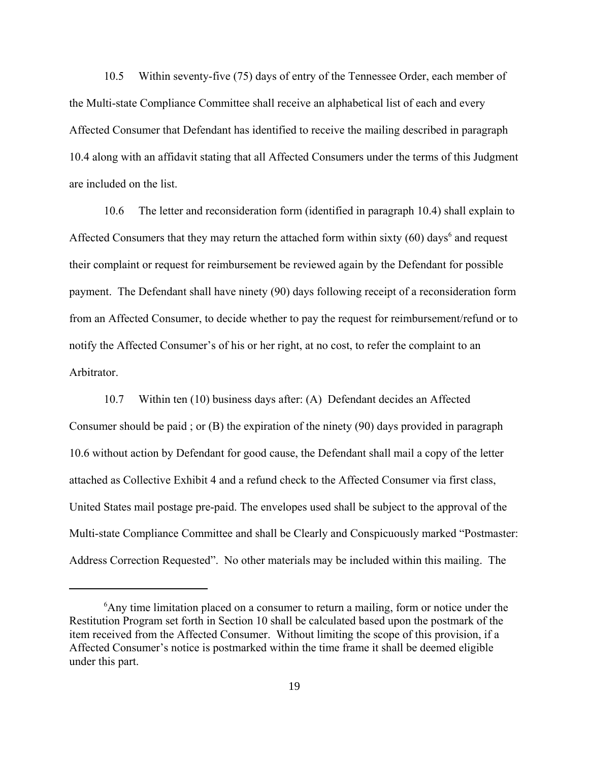10.5 Within seventy-five (75) days of entry of the Tennessee Order, each member of the Multi-state Compliance Committee shall receive an alphabetical list of each and every Affected Consumer that Defendant has identified to receive the mailing described in paragraph 10.4 along with an affidavit stating that all Affected Consumers under the terms of this Judgment are included on the list.

10.6 The letter and reconsideration form (identified in paragraph 10.4) shall explain to Affected Consumers that they may return the attached form within sixty (60) days[6] and request their complaint or request for reimbursement be reviewed again by the Defendant for possible payment. The Defendant shall have ninety (90) days following receipt of a reconsideration form from an Affected Consumer, to decide whether to pay the request for reimbursement/refund or to notify the Affected Consumer's of his or her right, at no cost, to refer the complaint to an Arbitrator.

10.7 Within ten (10) business days after: (A) Defendant decides an Affected Consumer should be paid ; or (B) the expiration of the ninety (90) days provided in paragraph 10.6 without action by Defendant for good cause, the Defendant shall mail a copy of the letter attached as Collective Exhibit 4 and a refund check to the Affected Consumer via first class, United States mail postage pre-paid. The envelopes used shall be subject to the approval of the Multi-state Compliance Committee and shall be Clearly and Conspicuously marked "Postmaster: Address Correction Requested". No other materials may be included within this mailing. The

---

[6]Any time limitation placed on a consumer to return a mailing, form or notice under the Restitution Program set forth in Section 10 shall be calculated based upon the postmark of the item received from the Affected Consumer. Without limiting the scope of this provision, if a Affected Consumer's notice is postmarked within the time frame it shall be deemed eligible under this part.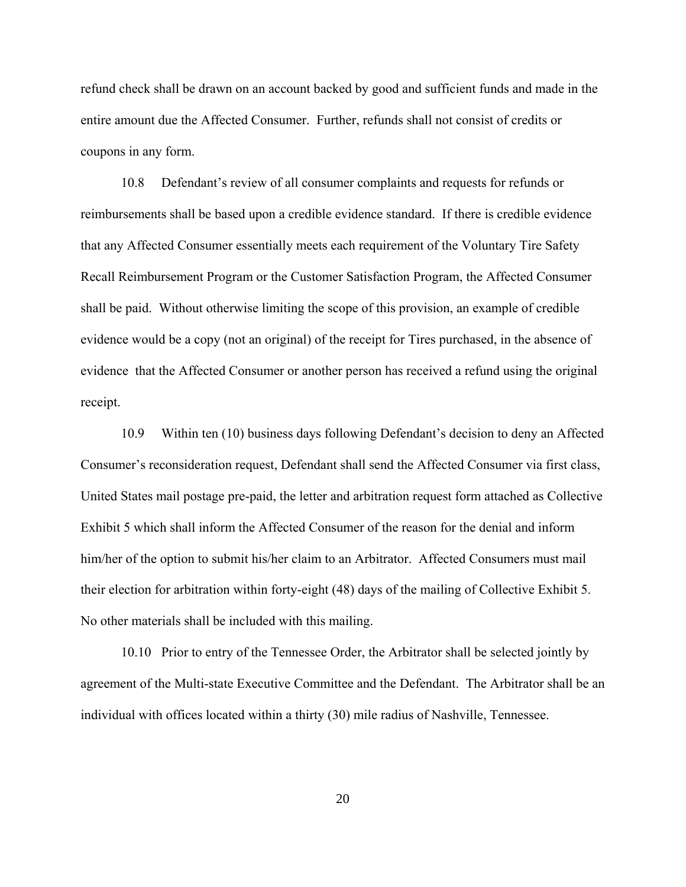refund check shall be drawn on an account backed by good and sufficient funds and made in the entire amount due the Affected Consumer. Further, refunds shall not consist of credits or coupons in any form.

10.8 Defendant's review of all consumer complaints and requests for refunds or reimbursements shall be based upon a credible evidence standard. If there is credible evidence that any Affected Consumer essentially meets each requirement of the Voluntary Tire Safety Recall Reimbursement Program or the Customer Satisfaction Program, the Affected Consumer shall be paid. Without otherwise limiting the scope of this provision, an example of credible evidence would be a copy (not an original) of the receipt for Tires purchased, in the absence of evidence that the Affected Consumer or another person has received a refund using the original receipt.

10.9 Within ten (10) business days following Defendant's decision to deny an Affected Consumer's reconsideration request, Defendant shall send the Affected Consumer via first class, United States mail postage pre-paid, the letter and arbitration request form attached as Collective Exhibit 5 which shall inform the Affected Consumer of the reason for the denial and inform him/her of the option to submit his/her claim to an Arbitrator. Affected Consumers must mail their election for arbitration within forty-eight (48) days of the mailing of Collective Exhibit 5. No other materials shall be included with this mailing.

10.10 Prior to entry of the Tennessee Order, the Arbitrator shall be selected jointly by agreement of the Multi-state Executive Committee and the Defendant. The Arbitrator shall be an individual with offices located within a thirty (30) mile radius of Nashville, Tennessee.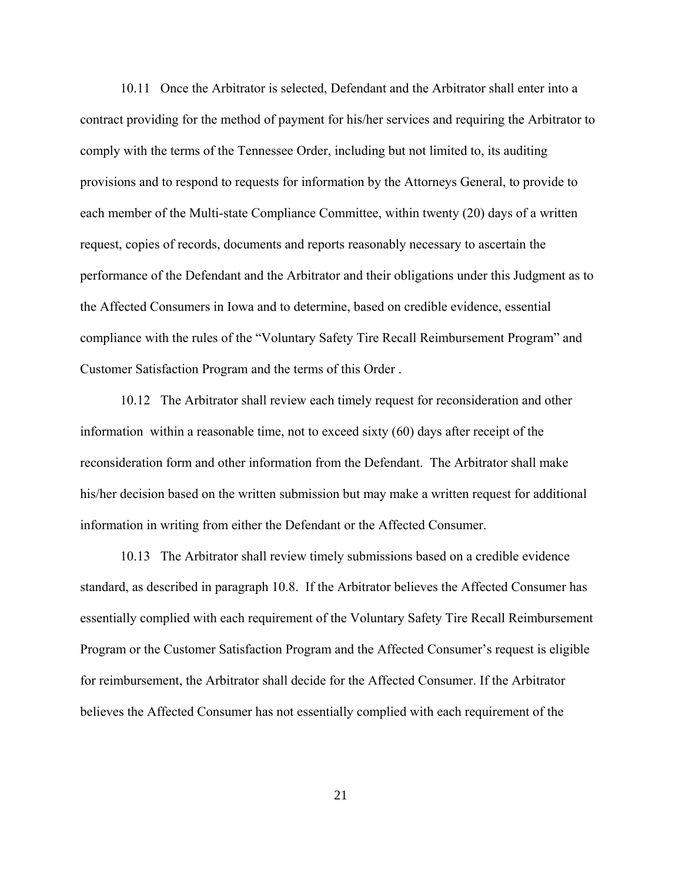10.11 Once the Arbitrator is selected, Defendant and the Arbitrator shall enter into a contract providing for the method of payment for his/her services and requiring the Arbitrator to comply with the terms of the Tennessee Order, including but not limited to, its auditing provisions and to respond to requests for information by the Attorneys General, to provide to each member of the Multi-state Compliance Committee, within twenty (20) days of a written request, copies of records, documents and reports reasonably necessary to ascertain the performance of the Defendant and the Arbitrator and their obligations under this Judgment as to the Affected Consumers in Iowa and to determine, based on credible evidence, essential compliance with the rules of the "Voluntary Safety Tire Recall Reimbursement Program" and Customer Satisfaction Program and the terms of this Order .

10.12 The Arbitrator shall review each timely request for reconsideration and other information within a reasonable time, not to exceed sixty (60) days after receipt of the reconsideration form and other information from the Defendant. The Arbitrator shall make his/her decision based on the written submission but may make a written request for additional information in writing from either the Defendant or the Affected Consumer.

10.13 The Arbitrator shall review timely submissions based on a credible evidence standard, as described in paragraph 10.8. If the Arbitrator believes the Affected Consumer has essentially complied with each requirement of the Voluntary Safety Tire Recall Reimbursement Program or the Customer Satisfaction Program and the Affected Consumer's request is eligible for reimbursement, the Arbitrator shall decide for the Affected Consumer. If the Arbitrator believes the Affected Consumer has not essentially complied with each requirement of the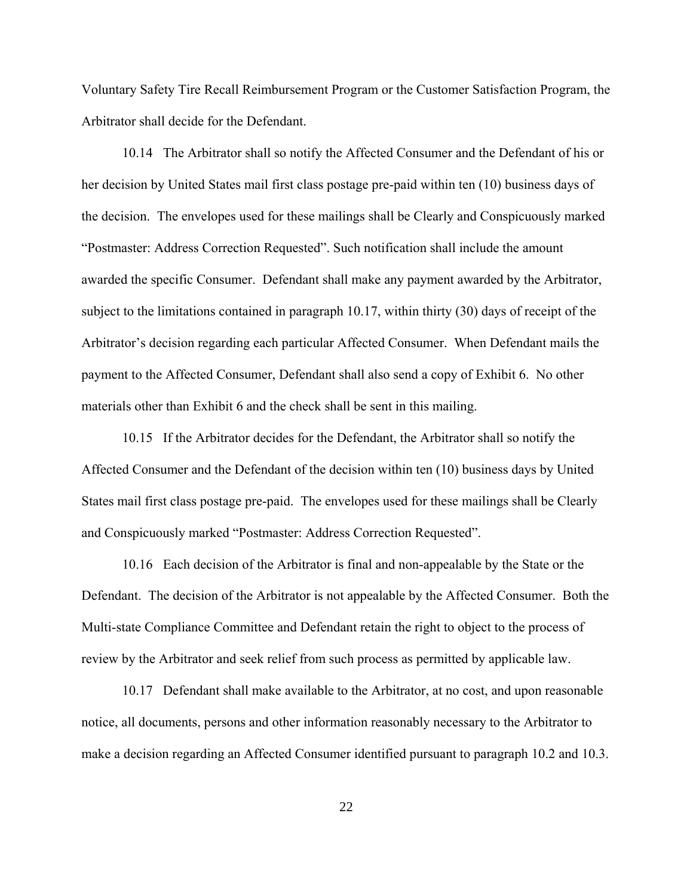Voluntary Safety Tire Recall Reimbursement Program or the Customer Satisfaction Program, the Arbitrator shall decide for the Defendant.

10.14 The Arbitrator shall so notify the Affected Consumer and the Defendant of his or her decision by United States mail first class postage pre-paid within ten (10) business days of the decision. The envelopes used for these mailings shall be Clearly and Conspicuously marked "Postmaster: Address Correction Requested". Such notification shall include the amount awarded the specific Consumer. Defendant shall make any payment awarded by the Arbitrator, subject to the limitations contained in paragraph 10.17, within thirty (30) days of receipt of the Arbitrator's decision regarding each particular Affected Consumer. When Defendant mails the payment to the Affected Consumer, Defendant shall also send a copy of Exhibit 6. No other materials other than Exhibit 6 and the check shall be sent in this mailing.

10.15 If the Arbitrator decides for the Defendant, the Arbitrator shall so notify the Affected Consumer and the Defendant of the decision within ten (10) business days by United States mail first class postage pre-paid. The envelopes used for these mailings shall be Clearly and Conspicuously marked "Postmaster: Address Correction Requested".

10.16 Each decision of the Arbitrator is final and non-appealable by the State or the Defendant. The decision of the Arbitrator is not appealable by the Affected Consumer. Both the Multi-state Compliance Committee and Defendant retain the right to object to the process of review by the Arbitrator and seek relief from such process as permitted by applicable law.

10.17 Defendant shall make available to the Arbitrator, at no cost, and upon reasonable notice, all documents, persons and other information reasonably necessary to the Arbitrator to make a decision regarding an Affected Consumer identified pursuant to paragraph 10.2 and 10.3.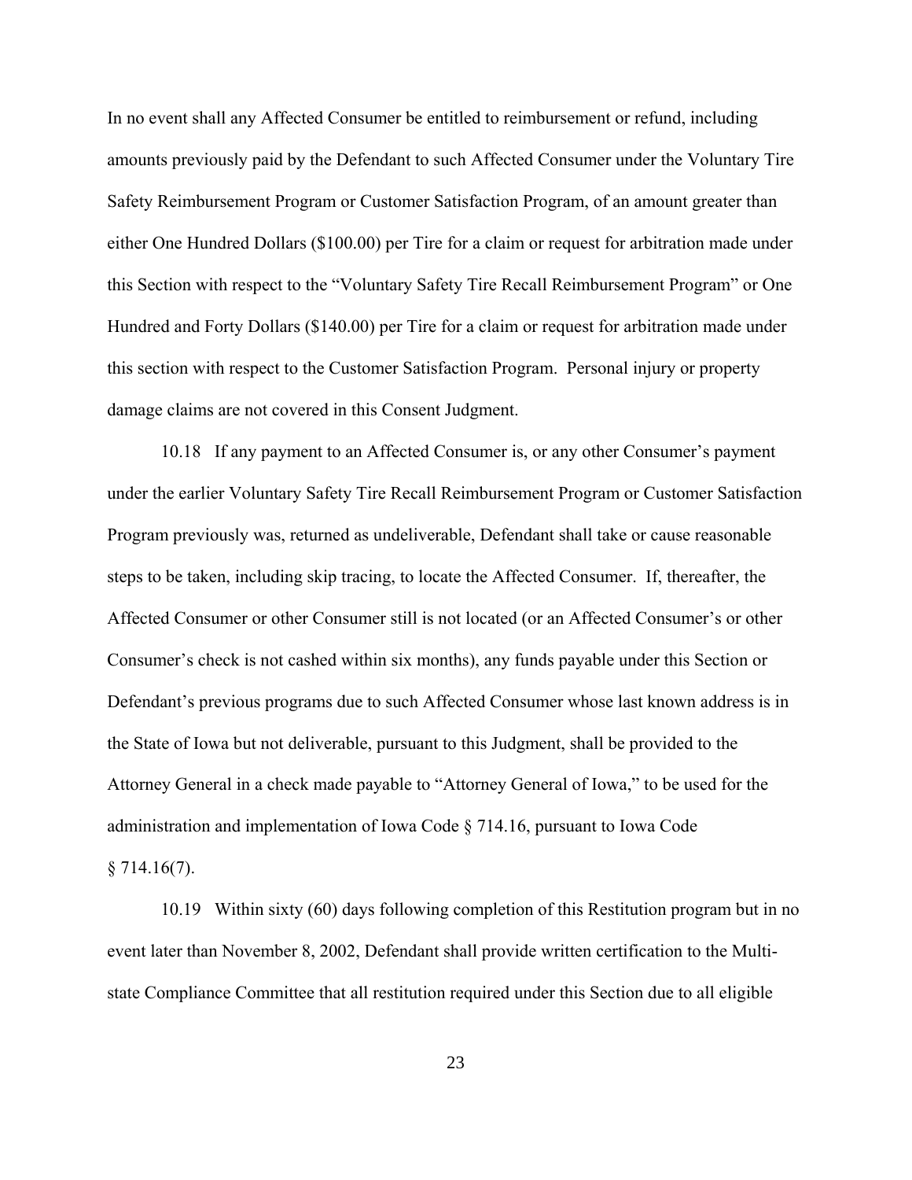In no event shall any Affected Consumer be entitled to reimbursement or refund, including amounts previously paid by the Defendant to such Affected Consumer under the Voluntary Tire Safety Reimbursement Program or Customer Satisfaction Program, of an amount greater than either One Hundred Dollars ($100.00) per Tire for a claim or request for arbitration made under this Section with respect to the "Voluntary Safety Tire Recall Reimbursement Program" or One Hundred and Forty Dollars ($140.00) per Tire for a claim or request for arbitration made under this section with respect to the Customer Satisfaction Program. Personal injury or property damage claims are not covered in this Consent Judgment.

10.18 If any payment to an Affected Consumer is, or any other Consumer's payment under the earlier Voluntary Safety Tire Recall Reimbursement Program or Customer Satisfaction Program previously was, returned as undeliverable, Defendant shall take or cause reasonable steps to be taken, including skip tracing, to locate the Affected Consumer. If, thereafter, the Affected Consumer or other Consumer still is not located (or an Affected Consumer's or other Consumer's check is not cashed within six months), any funds payable under this Section or Defendant's previous programs due to such Affected Consumer whose last known address is in the State of Iowa but not deliverable, pursuant to this Judgment, shall be provided to the Attorney General in a check made payable to "Attorney General of Iowa," to be used for the administration and implementation of Iowa Code § 714.16, pursuant to Iowa Code § 714.16(7).

10.19 Within sixty (60) days following completion of this Restitution program but in no event later than November 8, 2002, Defendant shall provide written certification to the Multi-state Compliance Committee that all restitution required under this Section due to all eligible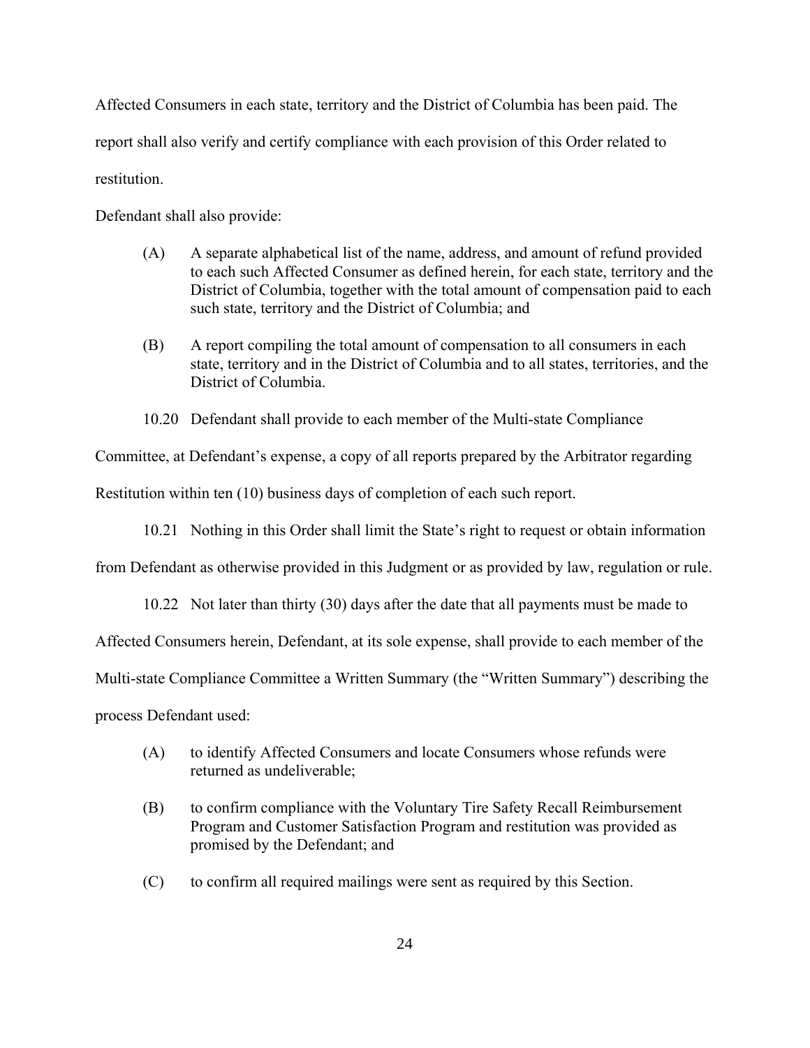Affected Consumers in each state, territory and the District of Columbia has been paid. The report shall also verify and certify compliance with each provision of this Order related to restitution.

Defendant shall also provide:

(A) A separate alphabetical list of the name, address, and amount of refund provided to each such Affected Consumer as defined herein, for each state, territory and the District of Columbia, together with the total amount of compensation paid to each such state, territory and the District of Columbia; and

(B) A report compiling the total amount of compensation to all consumers in each state, territory and in the District of Columbia and to all states, territories, and the District of Columbia.

10.20 Defendant shall provide to each member of the Multi-state Compliance Committee, at Defendant's expense, a copy of all reports prepared by the Arbitrator regarding Restitution within ten (10) business days of completion of each such report.

10.21 Nothing in this Order shall limit the State's right to request or obtain information from Defendant as otherwise provided in this Judgment or as provided by law, regulation or rule.

10.22 Not later than thirty (30) days after the date that all payments must be made to Affected Consumers herein, Defendant, at its sole expense, shall provide to each member of the Multi-state Compliance Committee a Written Summary (the "Written Summary") describing the process Defendant used:

(A) to identify Affected Consumers and locate Consumers whose refunds were returned as undeliverable;

(B) to confirm compliance with the Voluntary Tire Safety Recall Reimbursement Program and Customer Satisfaction Program and restitution was provided as promised by the Defendant; and

(C) to confirm all required mailings were sent as required by this Section.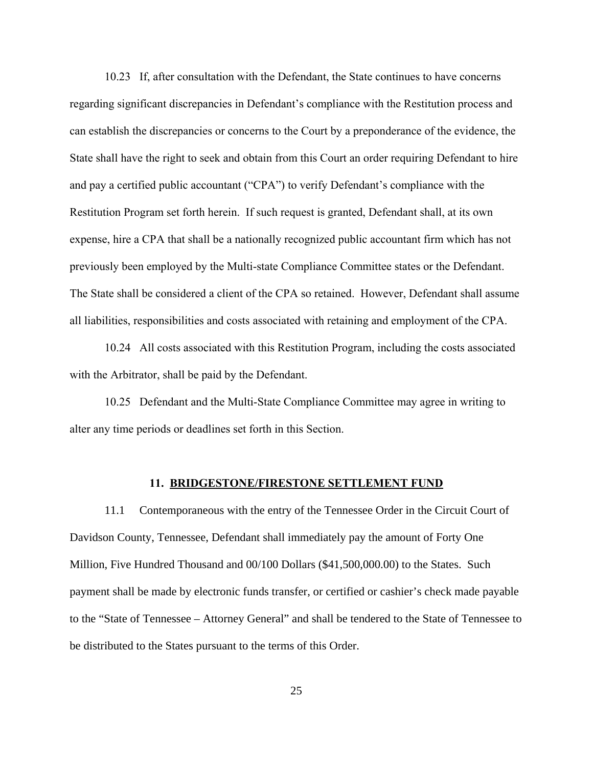10.23 If, after consultation with the Defendant, the State continues to have concerns regarding significant discrepancies in Defendant's compliance with the Restitution process and can establish the discrepancies or concerns to the Court by a preponderance of the evidence, the State shall have the right to seek and obtain from this Court an order requiring Defendant to hire and pay a certified public accountant ("CPA") to verify Defendant's compliance with the Restitution Program set forth herein. If such request is granted, Defendant shall, at its own expense, hire a CPA that shall be a nationally recognized public accountant firm which has not previously been employed by the Multi-state Compliance Committee states or the Defendant. The State shall be considered a client of the CPA so retained. However, Defendant shall assume all liabilities, responsibilities and costs associated with retaining and employment of the CPA.

10.24 All costs associated with this Restitution Program, including the costs associated with the Arbitrator, shall be paid by the Defendant.

10.25 Defendant and the Multi-State Compliance Committee may agree in writing to alter any time periods or deadlines set forth in this Section.

## 11. BRIDGESTONE/FIRESTONE SETTLEMENT FUND

11.1 Contemporaneous with the entry of the Tennessee Order in the Circuit Court of Davidson County, Tennessee, Defendant shall immediately pay the amount of Forty One Million, Five Hundred Thousand and 00/100 Dollars ($41,500,000.00) to the States. Such payment shall be made by electronic funds transfer, or certified or cashier's check made payable to the "State of Tennessee – Attorney General" and shall be tendered to the State of Tennessee to be distributed to the States pursuant to the terms of this Order.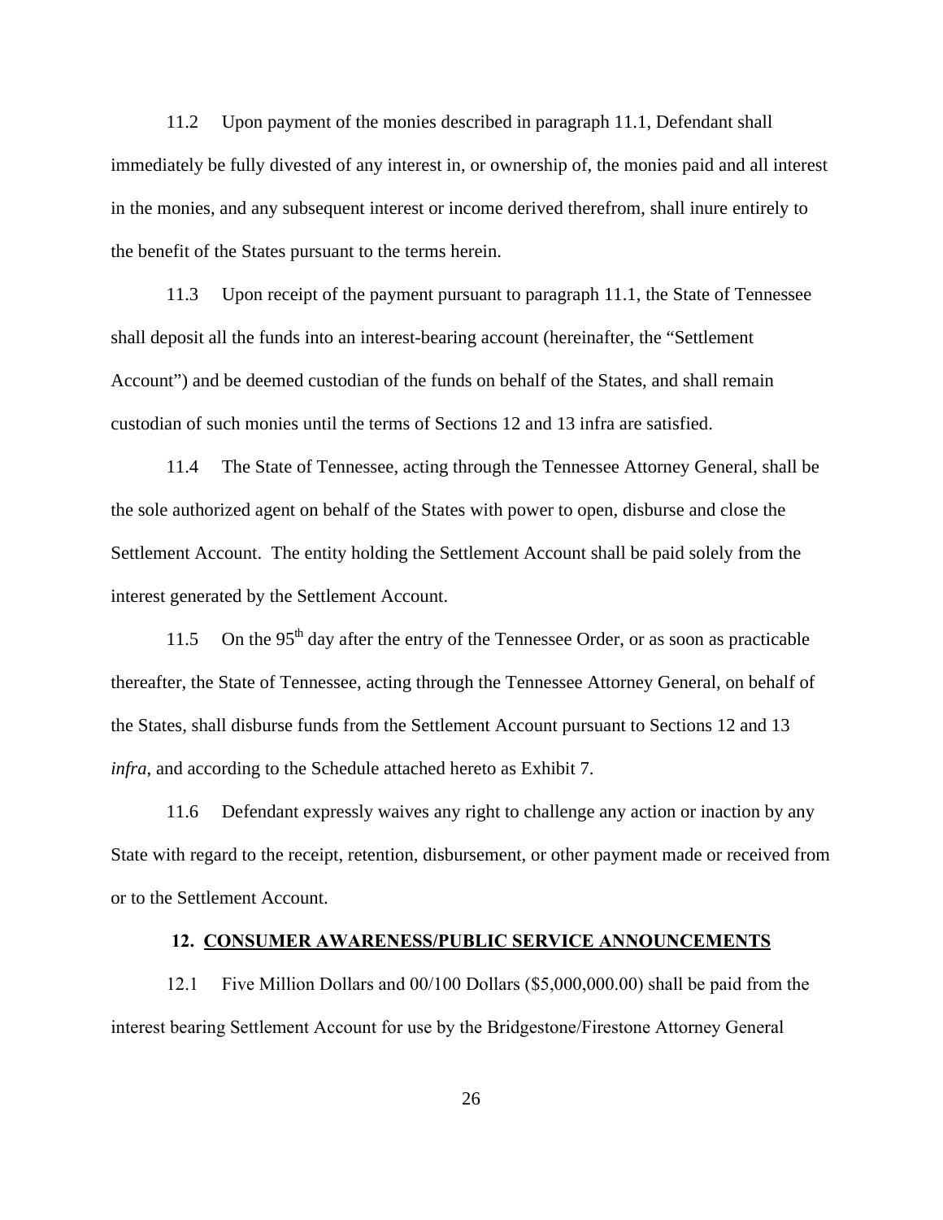11.2 Upon payment of the monies described in paragraph 11.1, Defendant shall immediately be fully divested of any interest in, or ownership of, the monies paid and all interest in the monies, and any subsequent interest or income derived therefrom, shall inure entirely to the benefit of the States pursuant to the terms herein.

11.3 Upon receipt of the payment pursuant to paragraph 11.1, the State of Tennessee shall deposit all the funds into an interest-bearing account (hereinafter, the "Settlement Account") and be deemed custodian of the funds on behalf of the States, and shall remain custodian of such monies until the terms of Sections 12 and 13 infra are satisfied.

11.4 The State of Tennessee, acting through the Tennessee Attorney General, shall be the sole authorized agent on behalf of the States with power to open, disburse and close the Settlement Account. The entity holding the Settlement Account shall be paid solely from the interest generated by the Settlement Account.

11.5 On the 95th day after the entry of the Tennessee Order, or as soon as practicable thereafter, the State of Tennessee, acting through the Tennessee Attorney General, on behalf of the States, shall disburse funds from the Settlement Account pursuant to Sections 12 and 13 *infra*, and according to the Schedule attached hereto as Exhibit 7.

11.6 Defendant expressly waives any right to challenge any action or inaction by any State with regard to the receipt, retention, disbursement, or other payment made or received from or to the Settlement Account.

## 12. CONSUMER AWARENESS/PUBLIC SERVICE ANNOUNCEMENTS

12.1 Five Million Dollars and 00/100 Dollars ($5,000,000.00) shall be paid from the interest bearing Settlement Account for use by the Bridgestone/Firestone Attorney General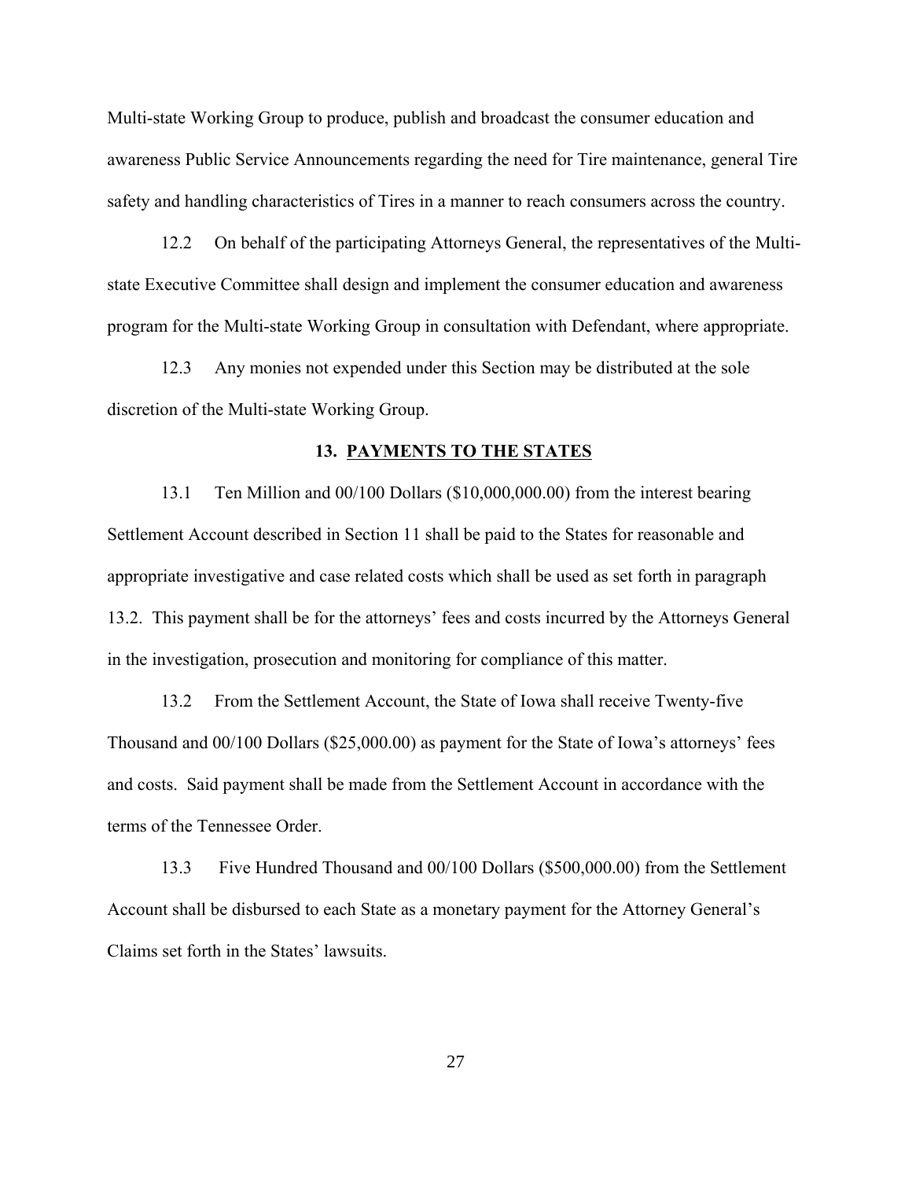Multi-state Working Group to produce, publish and broadcast the consumer education and awareness Public Service Announcements regarding the need for Tire maintenance, general Tire safety and handling characteristics of Tires in a manner to reach consumers across the country.

12.2 On behalf of the participating Attorneys General, the representatives of the Multi-state Executive Committee shall design and implement the consumer education and awareness program for the Multi-state Working Group in consultation with Defendant, where appropriate.

12.3 Any monies not expended under this Section may be distributed at the sole discretion of the Multi-state Working Group.

## 13. PAYMENTS TO THE STATES

13.1 Ten Million and 00/100 Dollars ($10,000,000.00) from the interest bearing Settlement Account described in Section 11 shall be paid to the States for reasonable and appropriate investigative and case related costs which shall be used as set forth in paragraph 13.2. This payment shall be for the attorneys' fees and costs incurred by the Attorneys General in the investigation, prosecution and monitoring for compliance of this matter.

13.2 From the Settlement Account, the State of Iowa shall receive Twenty-five Thousand and 00/100 Dollars ($25,000.00) as payment for the State of Iowa's attorneys' fees and costs. Said payment shall be made from the Settlement Account in accordance with the terms of the Tennessee Order.

13.3 Five Hundred Thousand and 00/100 Dollars ($500,000.00) from the Settlement Account shall be disbursed to each State as a monetary payment for the Attorney General's Claims set forth in the States' lawsuits.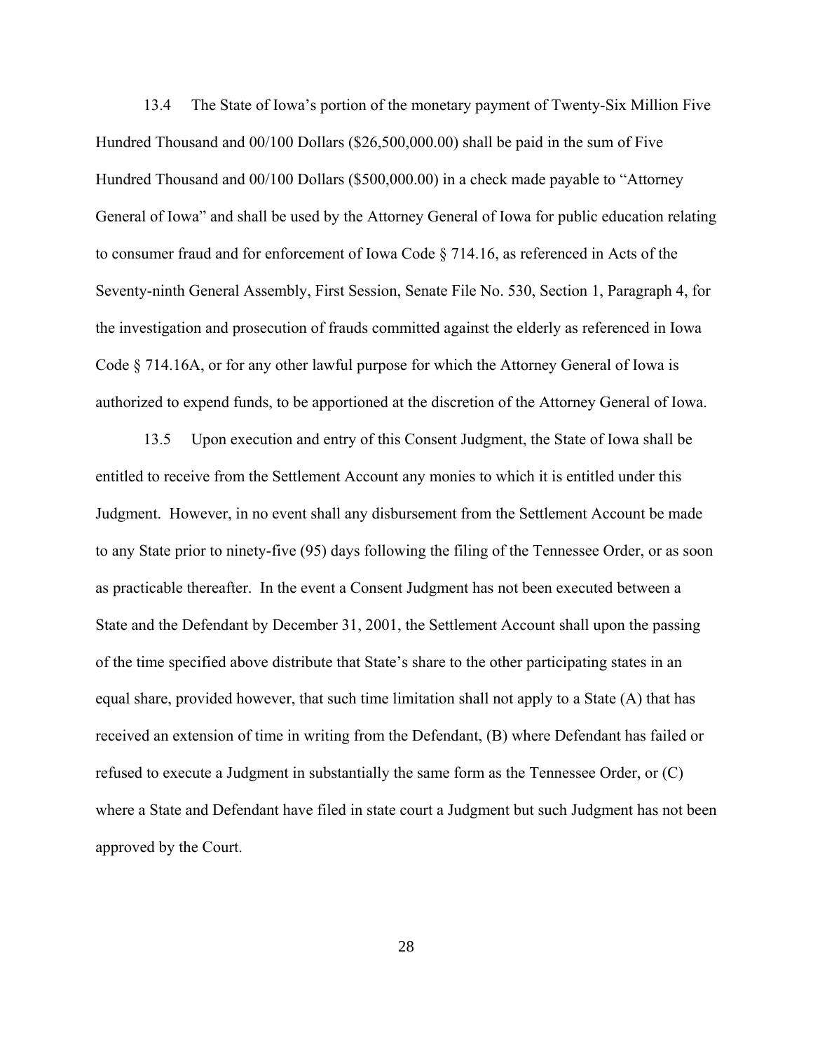13.4 The State of Iowa's portion of the monetary payment of Twenty-Six Million Five Hundred Thousand and 00/100 Dollars ($26,500,000.00) shall be paid in the sum of Five Hundred Thousand and 00/100 Dollars ($500,000.00) in a check made payable to "Attorney General of Iowa" and shall be used by the Attorney General of Iowa for public education relating to consumer fraud and for enforcement of Iowa Code § 714.16, as referenced in Acts of the Seventy-ninth General Assembly, First Session, Senate File No. 530, Section 1, Paragraph 4, for the investigation and prosecution of frauds committed against the elderly as referenced in Iowa Code § 714.16A, or for any other lawful purpose for which the Attorney General of Iowa is authorized to expend funds, to be apportioned at the discretion of the Attorney General of Iowa.

13.5 Upon execution and entry of this Consent Judgment, the State of Iowa shall be entitled to receive from the Settlement Account any monies to which it is entitled under this Judgment. However, in no event shall any disbursement from the Settlement Account be made to any State prior to ninety-five (95) days following the filing of the Tennessee Order, or as soon as practicable thereafter. In the event a Consent Judgment has not been executed between a State and the Defendant by December 31, 2001, the Settlement Account shall upon the passing of the time specified above distribute that State's share to the other participating states in an equal share, provided however, that such time limitation shall not apply to a State (A) that has received an extension of time in writing from the Defendant, (B) where Defendant has failed or refused to execute a Judgment in substantially the same form as the Tennessee Order, or (C) where a State and Defendant have filed in state court a Judgment but such Judgment has not been approved by the Court.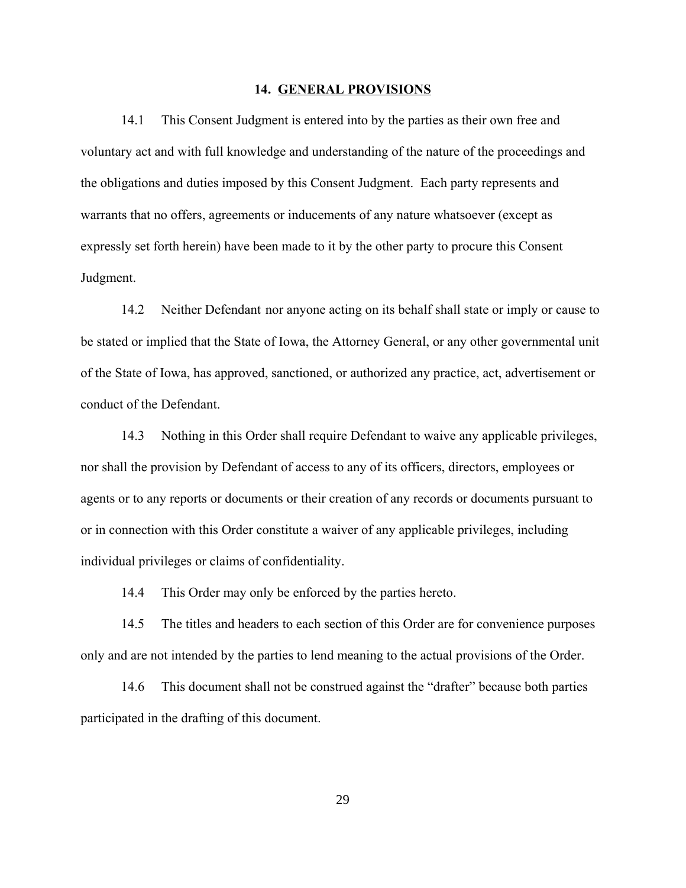## 14. GENERAL PROVISIONS

14.1 This Consent Judgment is entered into by the parties as their own free and voluntary act and with full knowledge and understanding of the nature of the proceedings and the obligations and duties imposed by this Consent Judgment. Each party represents and warrants that no offers, agreements or inducements of any nature whatsoever (except as expressly set forth herein) have been made to it by the other party to procure this Consent Judgment.

14.2 Neither Defendant nor anyone acting on its behalf shall state or imply or cause to be stated or implied that the State of Iowa, the Attorney General, or any other governmental unit of the State of Iowa, has approved, sanctioned, or authorized any practice, act, advertisement or conduct of the Defendant.

14.3 Nothing in this Order shall require Defendant to waive any applicable privileges, nor shall the provision by Defendant of access to any of its officers, directors, employees or agents or to any reports or documents or their creation of any records or documents pursuant to or in connection with this Order constitute a waiver of any applicable privileges, including individual privileges or claims of confidentiality.

14.4 This Order may only be enforced by the parties hereto.

14.5 The titles and headers to each section of this Order are for convenience purposes only and are not intended by the parties to lend meaning to the actual provisions of the Order.

14.6 This document shall not be construed against the "drafter" because both parties participated in the drafting of this document.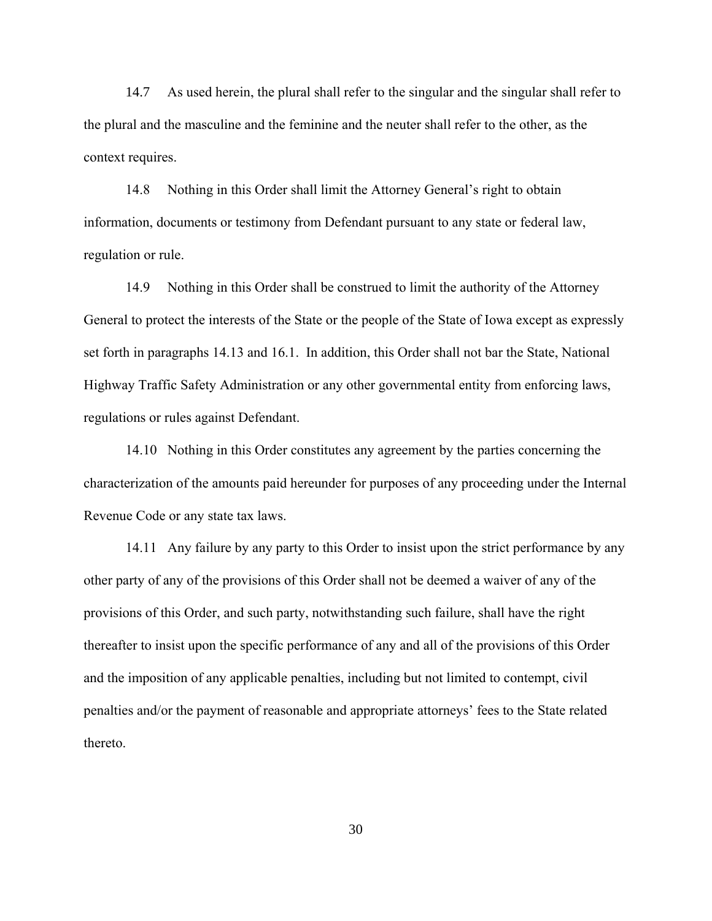14.7 As used herein, the plural shall refer to the singular and the singular shall refer to the plural and the masculine and the feminine and the neuter shall refer to the other, as the context requires.

14.8 Nothing in this Order shall limit the Attorney General's right to obtain information, documents or testimony from Defendant pursuant to any state or federal law, regulation or rule.

14.9 Nothing in this Order shall be construed to limit the authority of the Attorney General to protect the interests of the State or the people of the State of Iowa except as expressly set forth in paragraphs 14.13 and 16.1. In addition, this Order shall not bar the State, National Highway Traffic Safety Administration or any other governmental entity from enforcing laws, regulations or rules against Defendant.

14.10 Nothing in this Order constitutes any agreement by the parties concerning the characterization of the amounts paid hereunder for purposes of any proceeding under the Internal Revenue Code or any state tax laws.

14.11 Any failure by any party to this Order to insist upon the strict performance by any other party of any of the provisions of this Order shall not be deemed a waiver of any of the provisions of this Order, and such party, notwithstanding such failure, shall have the right thereafter to insist upon the specific performance of any and all of the provisions of this Order and the imposition of any applicable penalties, including but not limited to contempt, civil penalties and/or the payment of reasonable and appropriate attorneys' fees to the State related thereto.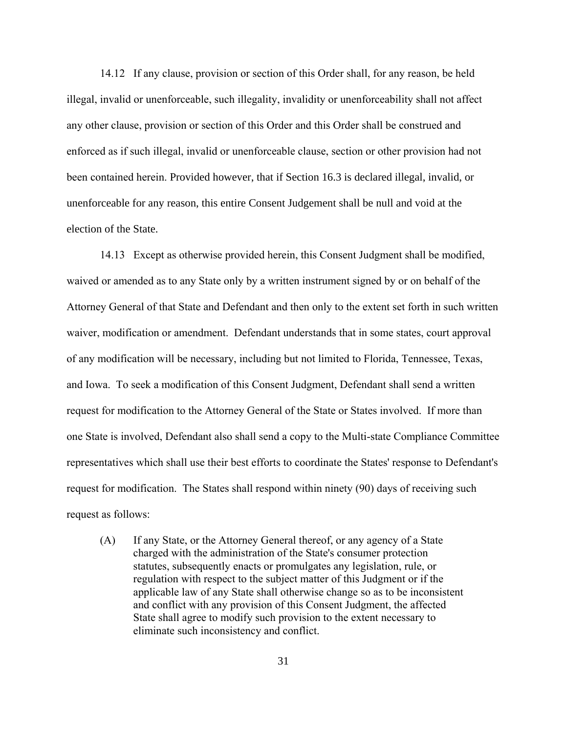14.12 If any clause, provision or section of this Order shall, for any reason, be held illegal, invalid or unenforceable, such illegality, invalidity or unenforceability shall not affect any other clause, provision or section of this Order and this Order shall be construed and enforced as if such illegal, invalid or unenforceable clause, section or other provision had not been contained herein. Provided however, that if Section 16.3 is declared illegal, invalid, or unenforceable for any reason, this entire Consent Judgement shall be null and void at the election of the State.

14.13 Except as otherwise provided herein, this Consent Judgment shall be modified, waived or amended as to any State only by a written instrument signed by or on behalf of the Attorney General of that State and Defendant and then only to the extent set forth in such written waiver, modification or amendment. Defendant understands that in some states, court approval of any modification will be necessary, including but not limited to Florida, Tennessee, Texas, and Iowa. To seek a modification of this Consent Judgment, Defendant shall send a written request for modification to the Attorney General of the State or States involved. If more than one State is involved, Defendant also shall send a copy to the Multi-state Compliance Committee representatives which shall use their best efforts to coordinate the States' response to Defendant's request for modification. The States shall respond within ninety (90) days of receiving such request as follows:

(A) If any State, or the Attorney General thereof, or any agency of a State charged with the administration of the State's consumer protection statutes, subsequently enacts or promulgates any legislation, rule, or regulation with respect to the subject matter of this Judgment or if the applicable law of any State shall otherwise change so as to be inconsistent and conflict with any provision of this Consent Judgment, the affected State shall agree to modify such provision to the extent necessary to eliminate such inconsistency and conflict.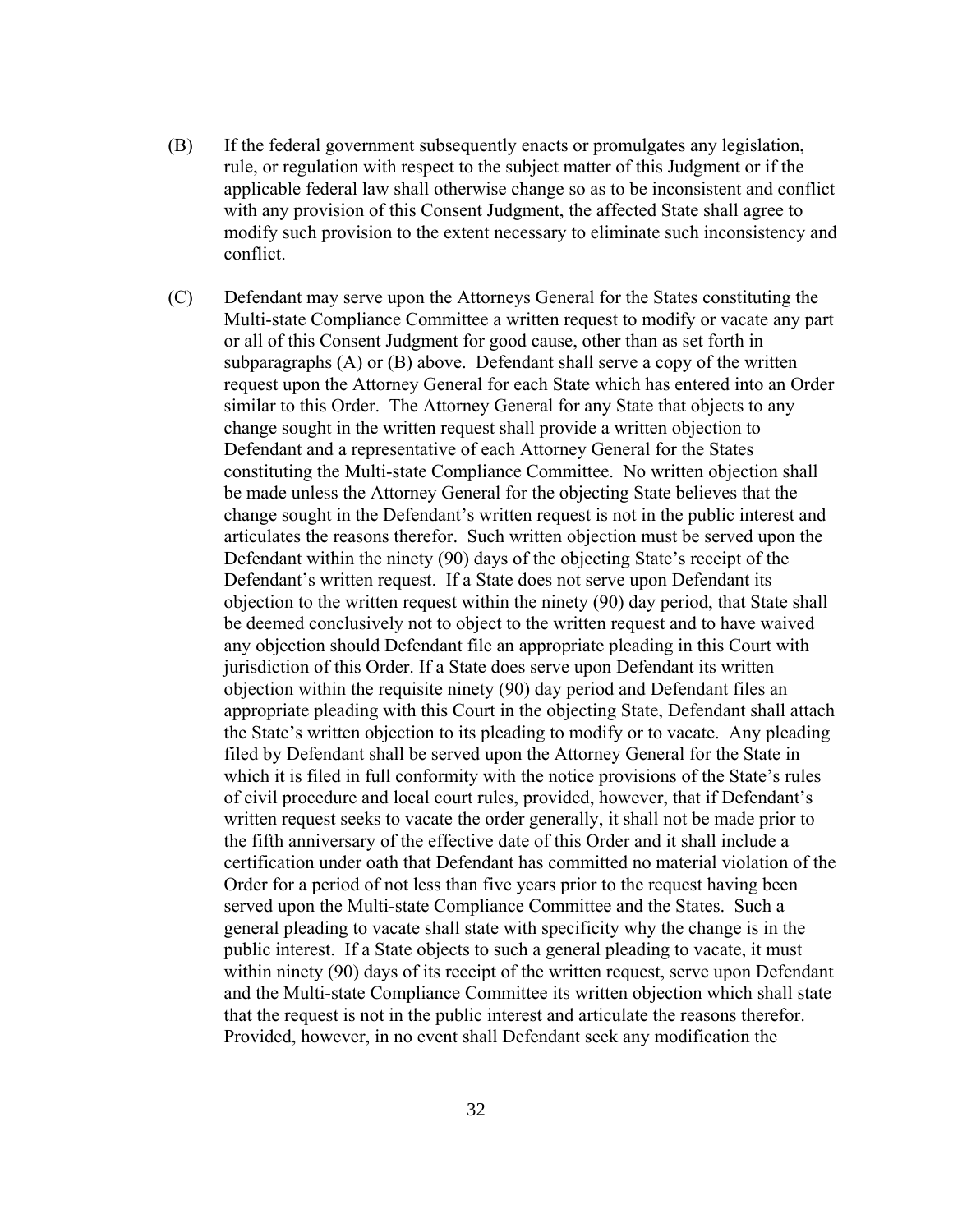(B) If the federal government subsequently enacts or promulgates any legislation, rule, or regulation with respect to the subject matter of this Judgment or if the applicable federal law shall otherwise change so as to be inconsistent and conflict with any provision of this Consent Judgment, the affected State shall agree to modify such provision to the extent necessary to eliminate such inconsistency and conflict.

(C) Defendant may serve upon the Attorneys General for the States constituting the Multi-state Compliance Committee a written request to modify or vacate any part or all of this Consent Judgment for good cause, other than as set forth in subparagraphs (A) or (B) above. Defendant shall serve a copy of the written request upon the Attorney General for each State which has entered into an Order similar to this Order. The Attorney General for any State that objects to any change sought in the written request shall provide a written objection to Defendant and a representative of each Attorney General for the States constituting the Multi-state Compliance Committee. No written objection shall be made unless the Attorney General for the objecting State believes that the change sought in the Defendant's written request is not in the public interest and articulates the reasons therefor. Such written objection must be served upon the Defendant within the ninety (90) days of the objecting State's receipt of the Defendant's written request. If a State does not serve upon Defendant its objection to the written request within the ninety (90) day period, that State shall be deemed conclusively not to object to the written request and to have waived any objection should Defendant file an appropriate pleading in this Court with jurisdiction of this Order. If a State does serve upon Defendant its written objection within the requisite ninety (90) day period and Defendant files an appropriate pleading with this Court in the objecting State, Defendant shall attach the State's written objection to its pleading to modify or to vacate. Any pleading filed by Defendant shall be served upon the Attorney General for the State in which it is filed in full conformity with the notice provisions of the State's rules of civil procedure and local court rules, provided, however, that if Defendant's written request seeks to vacate the order generally, it shall not be made prior to the fifth anniversary of the effective date of this Order and it shall include a certification under oath that Defendant has committed no material violation of the Order for a period of not less than five years prior to the request having been served upon the Multi-state Compliance Committee and the States. Such a general pleading to vacate shall state with specificity why the change is in the public interest. If a State objects to such a general pleading to vacate, it must within ninety (90) days of its receipt of the written request, serve upon Defendant and the Multi-state Compliance Committee its written objection which shall state that the request is not in the public interest and articulate the reasons therefor. Provided, however, in no event shall Defendant seek any modification the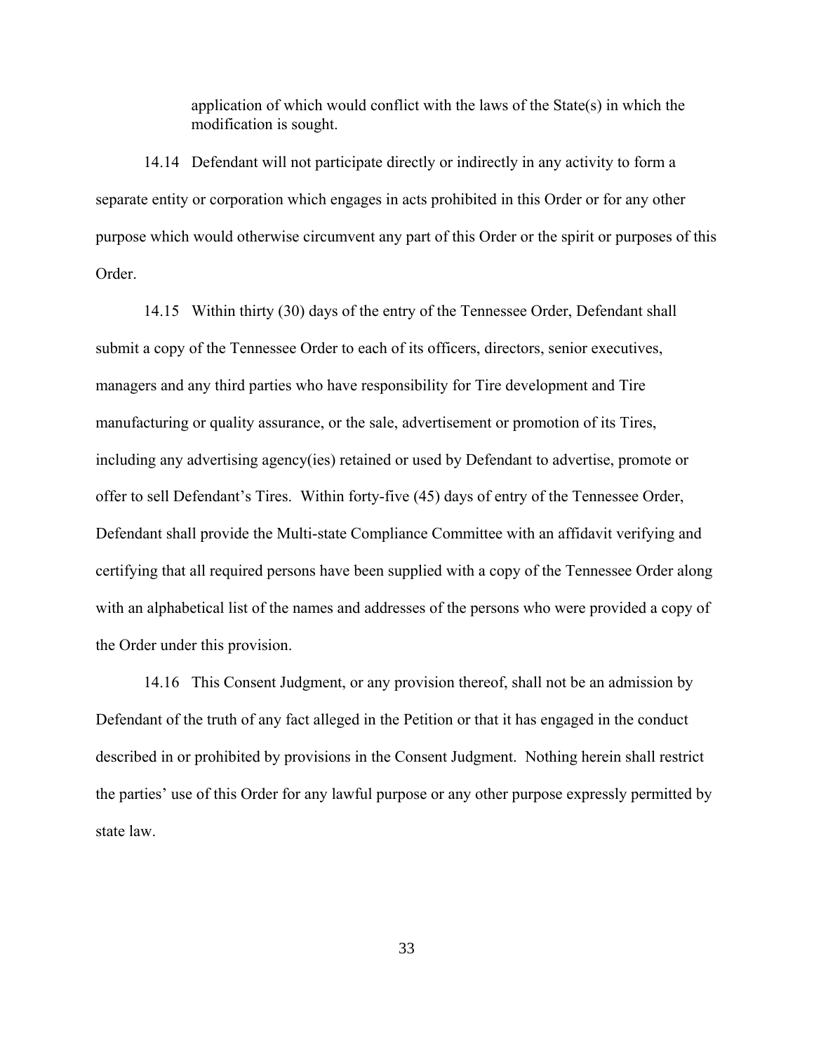application of which would conflict with the laws of the State(s) in which the modification is sought.

14.14 Defendant will not participate directly or indirectly in any activity to form a separate entity or corporation which engages in acts prohibited in this Order or for any other purpose which would otherwise circumvent any part of this Order or the spirit or purposes of this Order.

14.15 Within thirty (30) days of the entry of the Tennessee Order, Defendant shall submit a copy of the Tennessee Order to each of its officers, directors, senior executives, managers and any third parties who have responsibility for Tire development and Tire manufacturing or quality assurance, or the sale, advertisement or promotion of its Tires, including any advertising agency(ies) retained or used by Defendant to advertise, promote or offer to sell Defendant's Tires. Within forty-five (45) days of entry of the Tennessee Order, Defendant shall provide the Multi-state Compliance Committee with an affidavit verifying and certifying that all required persons have been supplied with a copy of the Tennessee Order along with an alphabetical list of the names and addresses of the persons who were provided a copy of the Order under this provision.

14.16 This Consent Judgment, or any provision thereof, shall not be an admission by Defendant of the truth of any fact alleged in the Petition or that it has engaged in the conduct described in or prohibited by provisions in the Consent Judgment. Nothing herein shall restrict the parties' use of this Order for any lawful purpose or any other purpose expressly permitted by state law.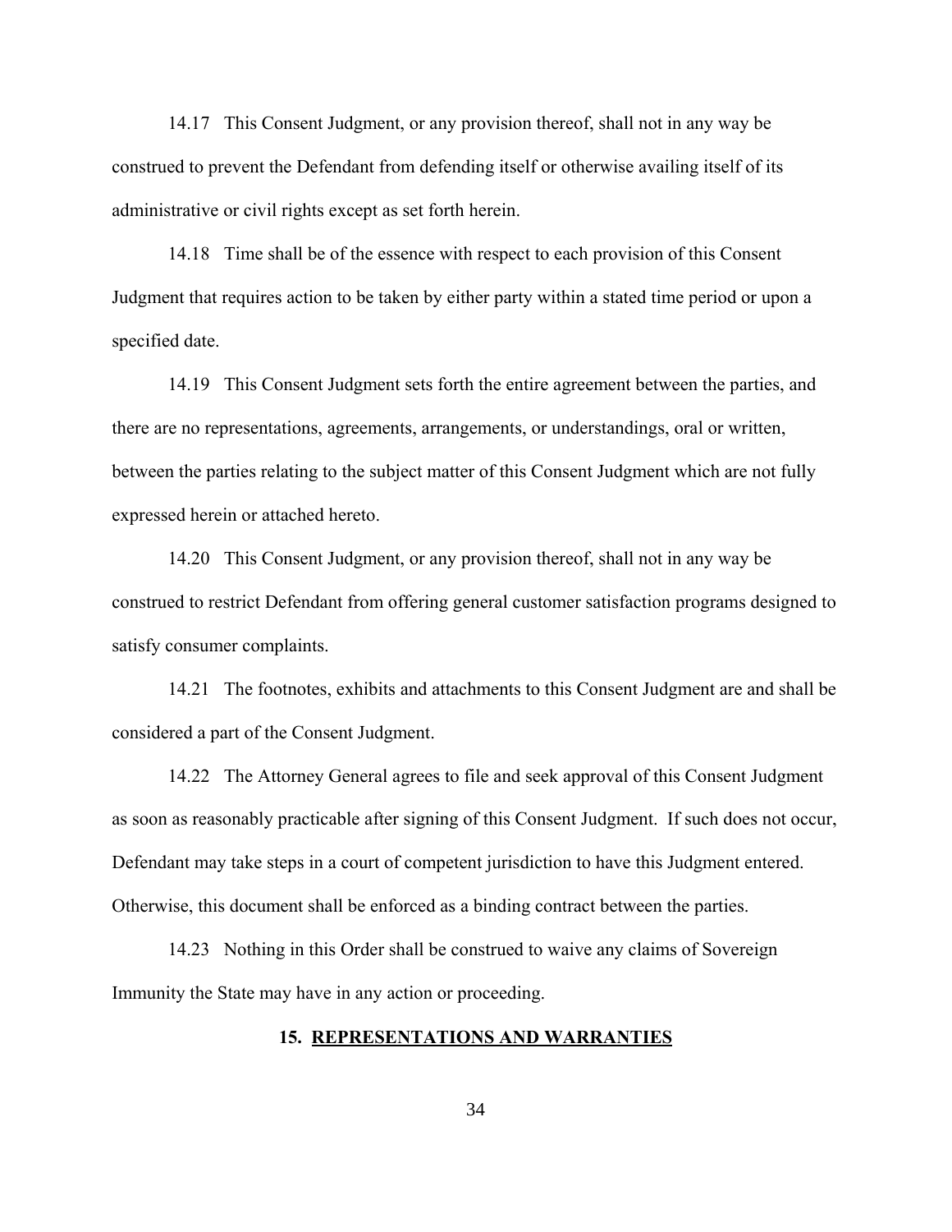14.17 This Consent Judgment, or any provision thereof, shall not in any way be construed to prevent the Defendant from defending itself or otherwise availing itself of its administrative or civil rights except as set forth herein.

14.18 Time shall be of the essence with respect to each provision of this Consent Judgment that requires action to be taken by either party within a stated time period or upon a specified date.

14.19 This Consent Judgment sets forth the entire agreement between the parties, and there are no representations, agreements, arrangements, or understandings, oral or written, between the parties relating to the subject matter of this Consent Judgment which are not fully expressed herein or attached hereto.

14.20 This Consent Judgment, or any provision thereof, shall not in any way be construed to restrict Defendant from offering general customer satisfaction programs designed to satisfy consumer complaints.

14.21 The footnotes, exhibits and attachments to this Consent Judgment are and shall be considered a part of the Consent Judgment.

14.22 The Attorney General agrees to file and seek approval of this Consent Judgment as soon as reasonably practicable after signing of this Consent Judgment. If such does not occur, Defendant may take steps in a court of competent jurisdiction to have this Judgment entered. Otherwise, this document shall be enforced as a binding contract between the parties.

14.23 Nothing in this Order shall be construed to waive any claims of Sovereign Immunity the State may have in any action or proceeding.

## 15. REPRESENTATIONS AND WARRANTIES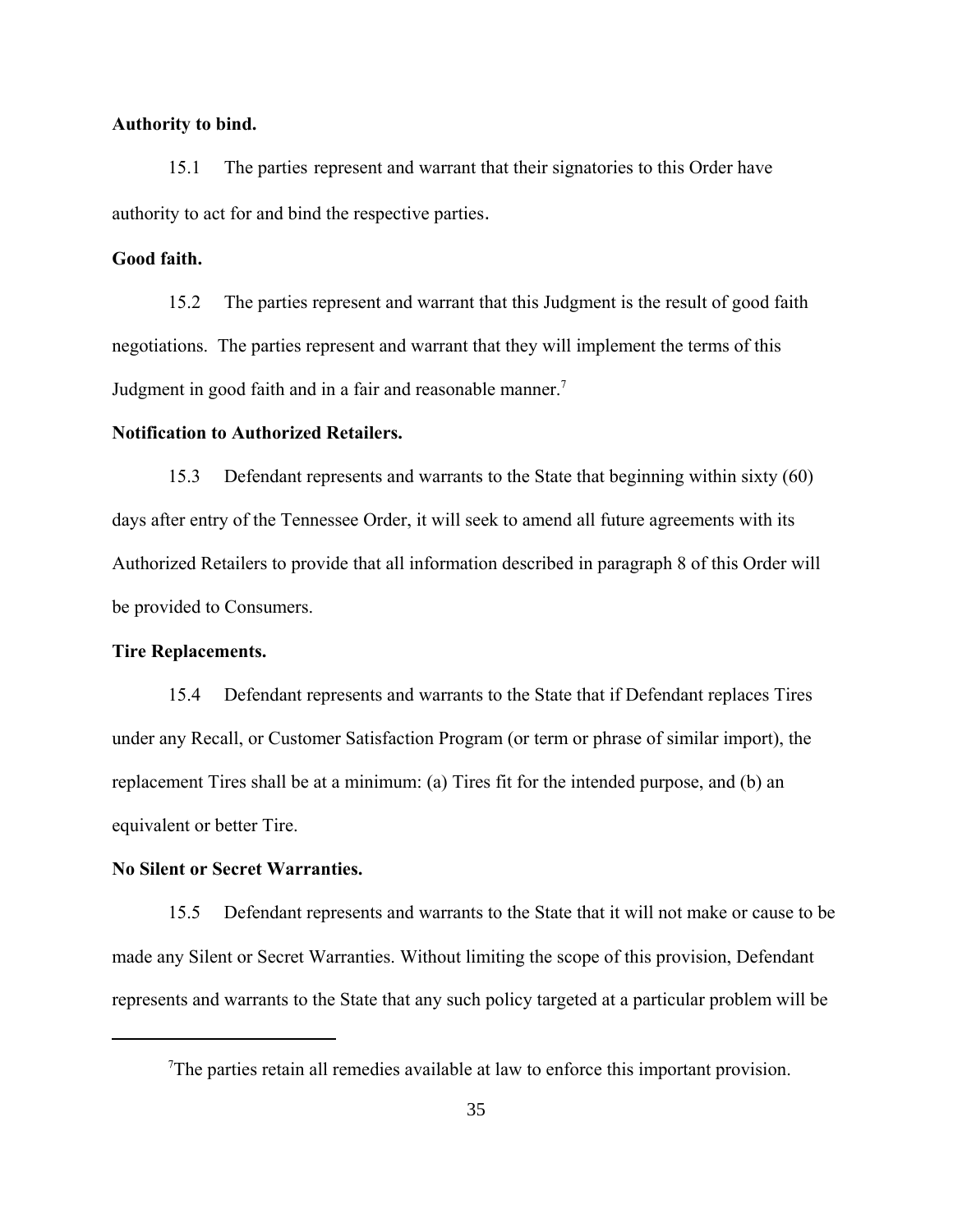**Authority to bind.**

15.1 The parties represent and warrant that their signatories to this Order have authority to act for and bind the respective parties.

**Good faith.**

15.2 The parties represent and warrant that this Judgment is the result of good faith negotiations. The parties represent and warrant that they will implement the terms of this Judgment in good faith and in a fair and reasonable manner.[7]

**Notification to Authorized Retailers.**

15.3 Defendant represents and warrants to the State that beginning within sixty (60) days after entry of the Tennessee Order, it will seek to amend all future agreements with its Authorized Retailers to provide that all information described in paragraph 8 of this Order will be provided to Consumers.

**Tire Replacements.**

15.4 Defendant represents and warrants to the State that if Defendant replaces Tires under any Recall, or Customer Satisfaction Program (or term or phrase of similar import), the replacement Tires shall be at a minimum: (a) Tires fit for the intended purpose, and (b) an equivalent or better Tire.

**No Silent or Secret Warranties.**

15.5 Defendant represents and warrants to the State that it will not make or cause to be made any Silent or Secret Warranties. Without limiting the scope of this provision, Defendant represents and warrants to the State that any such policy targeted at a particular problem will be

---

[7]The parties retain all remedies available at law to enforce this important provision.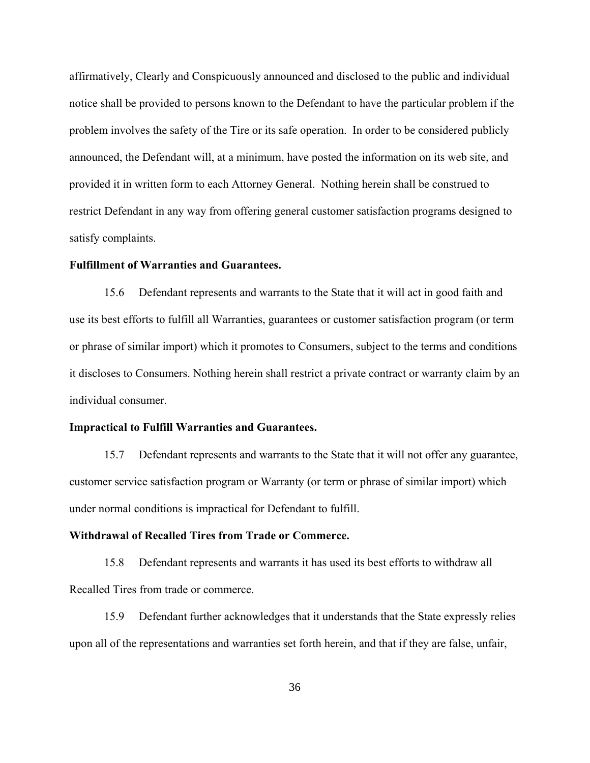affirmatively, Clearly and Conspicuously announced and disclosed to the public and individual notice shall be provided to persons known to the Defendant to have the particular problem if the problem involves the safety of the Tire or its safe operation. In order to be considered publicly announced, the Defendant will, at a minimum, have posted the information on its web site, and provided it in written form to each Attorney General. Nothing herein shall be construed to restrict Defendant in any way from offering general customer satisfaction programs designed to satisfy complaints.

**Fulfillment of Warranties and Guarantees.**

15.6 Defendant represents and warrants to the State that it will act in good faith and use its best efforts to fulfill all Warranties, guarantees or customer satisfaction program (or term or phrase of similar import) which it promotes to Consumers, subject to the terms and conditions it discloses to Consumers. Nothing herein shall restrict a private contract or warranty claim by an individual consumer.

**Impractical to Fulfill Warranties and Guarantees.**

15.7 Defendant represents and warrants to the State that it will not offer any guarantee, customer service satisfaction program or Warranty (or term or phrase of similar import) which under normal conditions is impractical for Defendant to fulfill.

**Withdrawal of Recalled Tires from Trade or Commerce.**

15.8 Defendant represents and warrants it has used its best efforts to withdraw all Recalled Tires from trade or commerce.

15.9 Defendant further acknowledges that it understands that the State expressly relies upon all of the representations and warranties set forth herein, and that if they are false, unfair,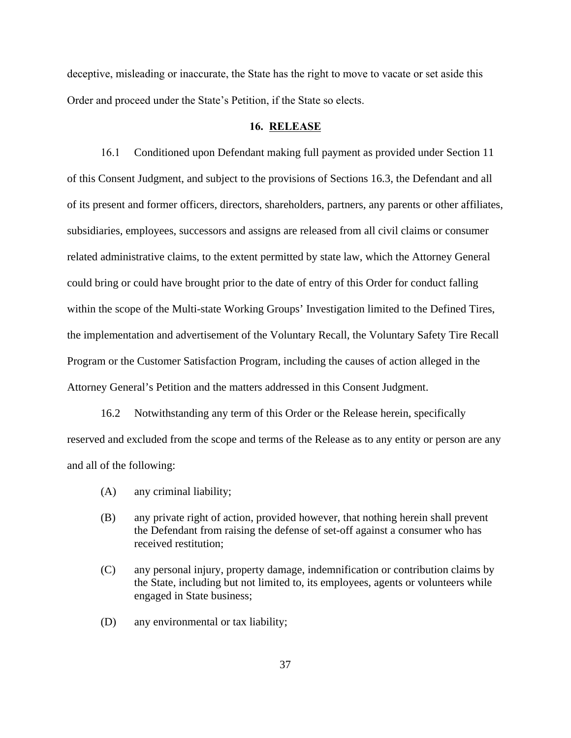deceptive, misleading or inaccurate, the State has the right to move to vacate or set aside this Order and proceed under the State's Petition, if the State so elects.

## 16. RELEASE

16.1 Conditioned upon Defendant making full payment as provided under Section 11 of this Consent Judgment, and subject to the provisions of Sections 16.3, the Defendant and all of its present and former officers, directors, shareholders, partners, any parents or other affiliates, subsidiaries, employees, successors and assigns are released from all civil claims or consumer related administrative claims, to the extent permitted by state law, which the Attorney General could bring or could have brought prior to the date of entry of this Order for conduct falling within the scope of the Multi-state Working Groups' Investigation limited to the Defined Tires, the implementation and advertisement of the Voluntary Recall, the Voluntary Safety Tire Recall Program or the Customer Satisfaction Program, including the causes of action alleged in the Attorney General's Petition and the matters addressed in this Consent Judgment.

16.2 Notwithstanding any term of this Order or the Release herein, specifically reserved and excluded from the scope and terms of the Release as to any entity or person are any and all of the following:

(A) any criminal liability;

(B) any private right of action, provided however, that nothing herein shall prevent the Defendant from raising the defense of set-off against a consumer who has received restitution;

(C) any personal injury, property damage, indemnification or contribution claims by the State, including but not limited to, its employees, agents or volunteers while engaged in State business;

(D) any environmental or tax liability;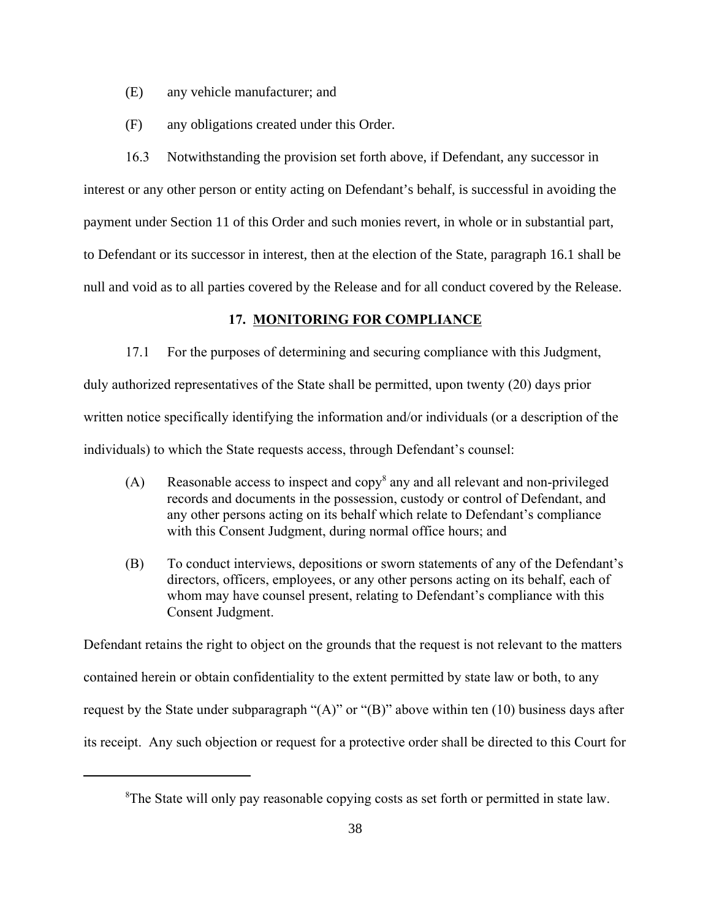(E) any vehicle manufacturer; and

(F) any obligations created under this Order.

16.3 Notwithstanding the provision set forth above, if Defendant, any successor in interest or any other person or entity acting on Defendant's behalf, is successful in avoiding the payment under Section 11 of this Order and such monies revert, in whole or in substantial part, to Defendant or its successor in interest, then at the election of the State, paragraph 16.1 shall be null and void as to all parties covered by the Release and for all conduct covered by the Release.

## 17. MONITORING FOR COMPLIANCE

17.1 For the purposes of determining and securing compliance with this Judgment, duly authorized representatives of the State shall be permitted, upon twenty (20) days prior written notice specifically identifying the information and/or individuals (or a description of the individuals) to which the State requests access, through Defendant's counsel:

(A) Reasonable access to inspect and copy[8] any and all relevant and non-privileged records and documents in the possession, custody or control of Defendant, and any other persons acting on its behalf which relate to Defendant's compliance with this Consent Judgment, during normal office hours; and

(B) To conduct interviews, depositions or sworn statements of any of the Defendant's directors, officers, employees, or any other persons acting on its behalf, each of whom may have counsel present, relating to Defendant's compliance with this Consent Judgment.

Defendant retains the right to object on the grounds that the request is not relevant to the matters contained herein or obtain confidentiality to the extent permitted by state law or both, to any request by the State under subparagraph "(A)" or "(B)" above within ten (10) business days after its receipt. Any such objection or request for a protective order shall be directed to this Court for

[8] The State will only pay reasonable copying costs as set forth or permitted in state law.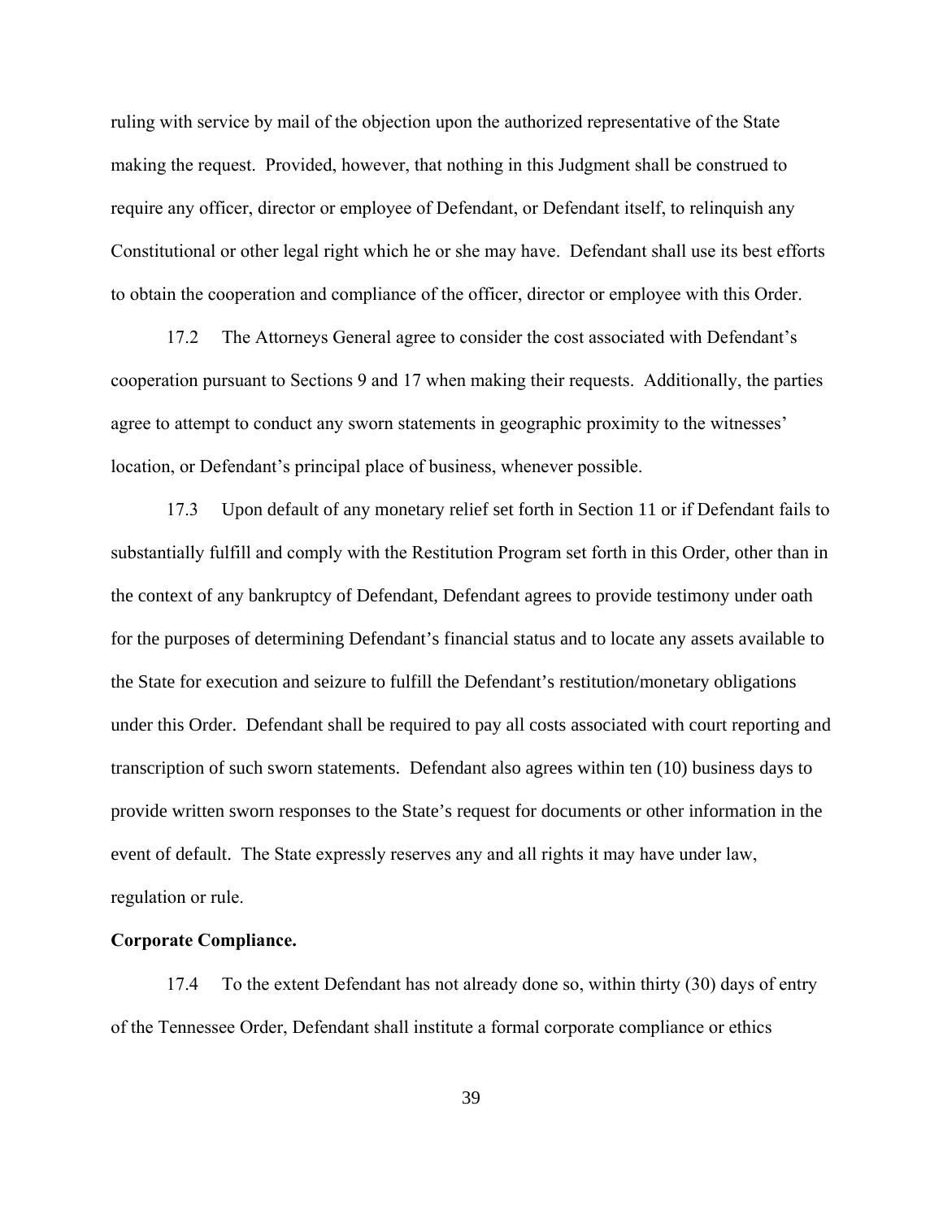ruling with service by mail of the objection upon the authorized representative of the State making the request. Provided, however, that nothing in this Judgment shall be construed to require any officer, director or employee of Defendant, or Defendant itself, to relinquish any Constitutional or other legal right which he or she may have. Defendant shall use its best efforts to obtain the cooperation and compliance of the officer, director or employee with this Order.

17.2 The Attorneys General agree to consider the cost associated with Defendant's cooperation pursuant to Sections 9 and 17 when making their requests. Additionally, the parties agree to attempt to conduct any sworn statements in geographic proximity to the witnesses' location, or Defendant's principal place of business, whenever possible.

17.3 Upon default of any monetary relief set forth in Section 11 or if Defendant fails to substantially fulfill and comply with the Restitution Program set forth in this Order, other than in the context of any bankruptcy of Defendant, Defendant agrees to provide testimony under oath for the purposes of determining Defendant's financial status and to locate any assets available to the State for execution and seizure to fulfill the Defendant's restitution/monetary obligations under this Order. Defendant shall be required to pay all costs associated with court reporting and transcription of such sworn statements. Defendant also agrees within ten (10) business days to provide written sworn responses to the State's request for documents or other information in the event of default. The State expressly reserves any and all rights it may have under law, regulation or rule.

**Corporate Compliance.**

17.4 To the extent Defendant has not already done so, within thirty (30) days of entry of the Tennessee Order, Defendant shall institute a formal corporate compliance or ethics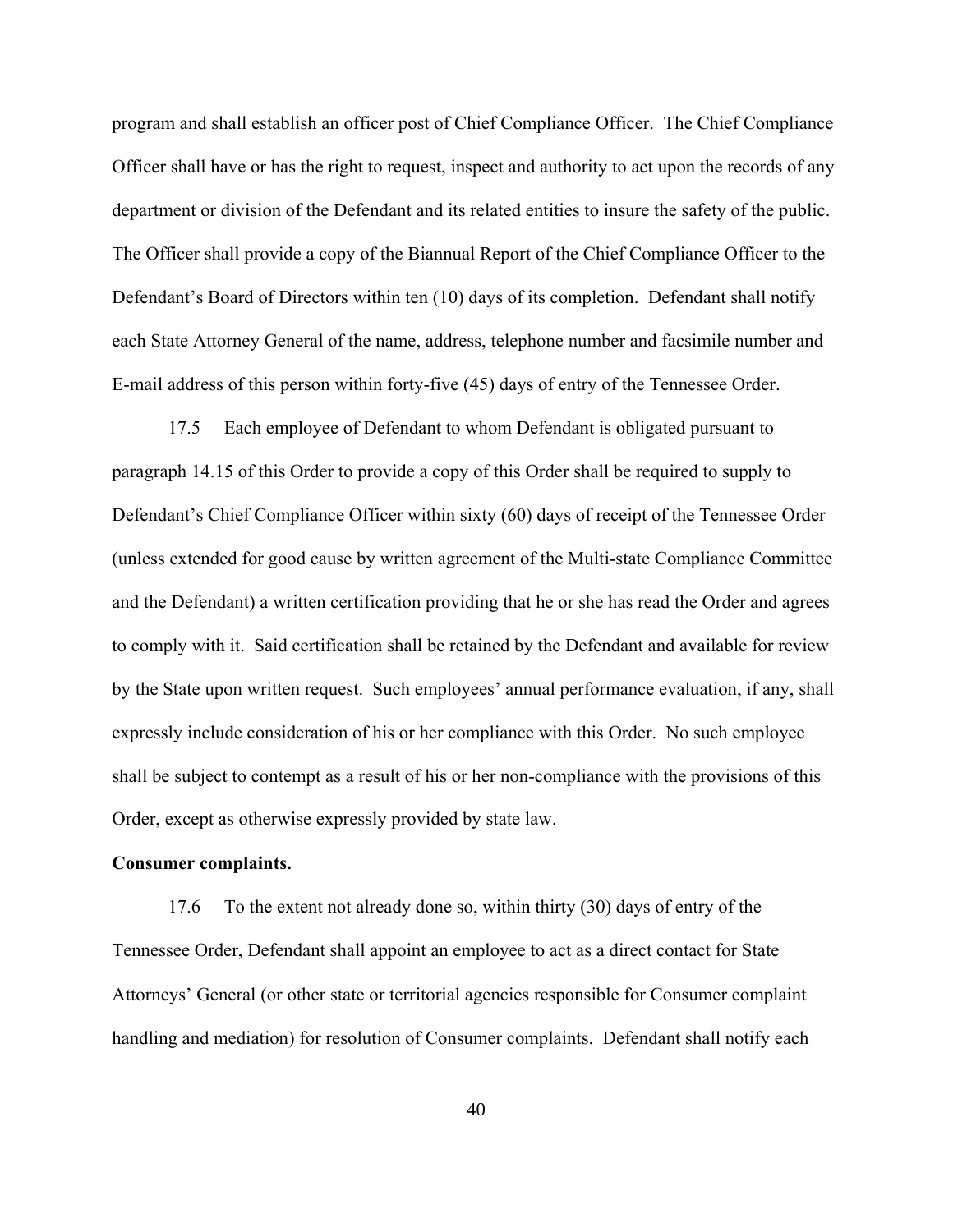program and shall establish an officer post of Chief Compliance Officer. The Chief Compliance Officer shall have or has the right to request, inspect and authority to act upon the records of any department or division of the Defendant and its related entities to insure the safety of the public. The Officer shall provide a copy of the Biannual Report of the Chief Compliance Officer to the Defendant's Board of Directors within ten (10) days of its completion. Defendant shall notify each State Attorney General of the name, address, telephone number and facsimile number and E-mail address of this person within forty-five (45) days of entry of the Tennessee Order.

17.5 Each employee of Defendant to whom Defendant is obligated pursuant to paragraph 14.15 of this Order to provide a copy of this Order shall be required to supply to Defendant's Chief Compliance Officer within sixty (60) days of receipt of the Tennessee Order (unless extended for good cause by written agreement of the Multi-state Compliance Committee and the Defendant) a written certification providing that he or she has read the Order and agrees to comply with it. Said certification shall be retained by the Defendant and available for review by the State upon written request. Such employees' annual performance evaluation, if any, shall expressly include consideration of his or her compliance with this Order. No such employee shall be subject to contempt as a result of his or her non-compliance with the provisions of this Order, except as otherwise expressly provided by state law.

**Consumer complaints.**

17.6 To the extent not already done so, within thirty (30) days of entry of the Tennessee Order, Defendant shall appoint an employee to act as a direct contact for State Attorneys' General (or other state or territorial agencies responsible for Consumer complaint handling and mediation) for resolution of Consumer complaints. Defendant shall notify each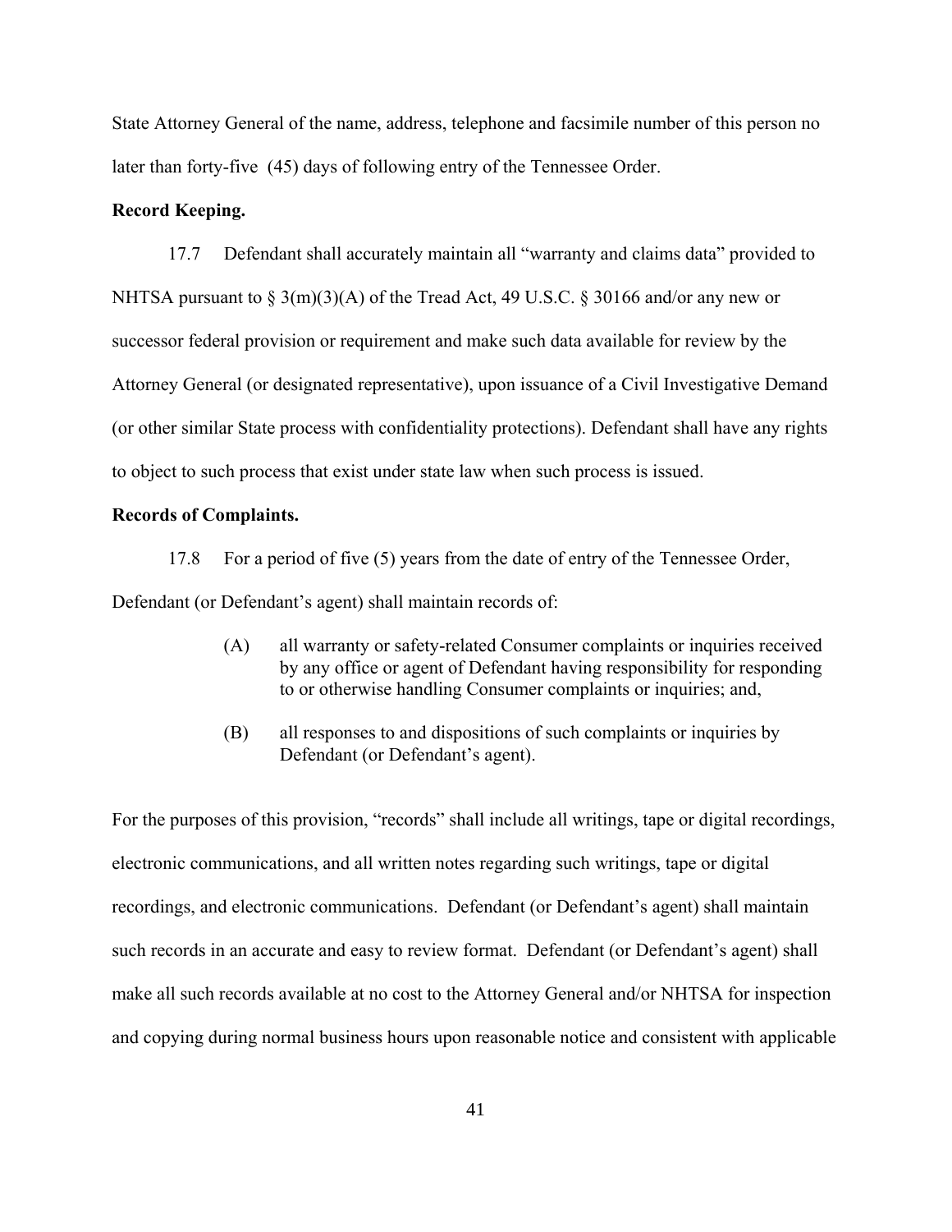State Attorney General of the name, address, telephone and facsimile number of this person no later than forty-five (45) days of following entry of the Tennessee Order.

**Record Keeping.**

17.7 Defendant shall accurately maintain all "warranty and claims data" provided to NHTSA pursuant to § 3(m)(3)(A) of the Tread Act, 49 U.S.C. § 30166 and/or any new or successor federal provision or requirement and make such data available for review by the Attorney General (or designated representative), upon issuance of a Civil Investigative Demand (or other similar State process with confidentiality protections). Defendant shall have any rights to object to such process that exist under state law when such process is issued.

**Records of Complaints.**

17.8 For a period of five (5) years from the date of entry of the Tennessee Order, Defendant (or Defendant's agent) shall maintain records of:

> (A) all warranty or safety-related Consumer complaints or inquiries received by any office or agent of Defendant having responsibility for responding to or otherwise handling Consumer complaints or inquiries; and,
>
> (B) all responses to and dispositions of such complaints or inquiries by Defendant (or Defendant's agent).

For the purposes of this provision, "records" shall include all writings, tape or digital recordings, electronic communications, and all written notes regarding such writings, tape or digital recordings, and electronic communications. Defendant (or Defendant's agent) shall maintain such records in an accurate and easy to review format. Defendant (or Defendant's agent) shall make all such records available at no cost to the Attorney General and/or NHTSA for inspection and copying during normal business hours upon reasonable notice and consistent with applicable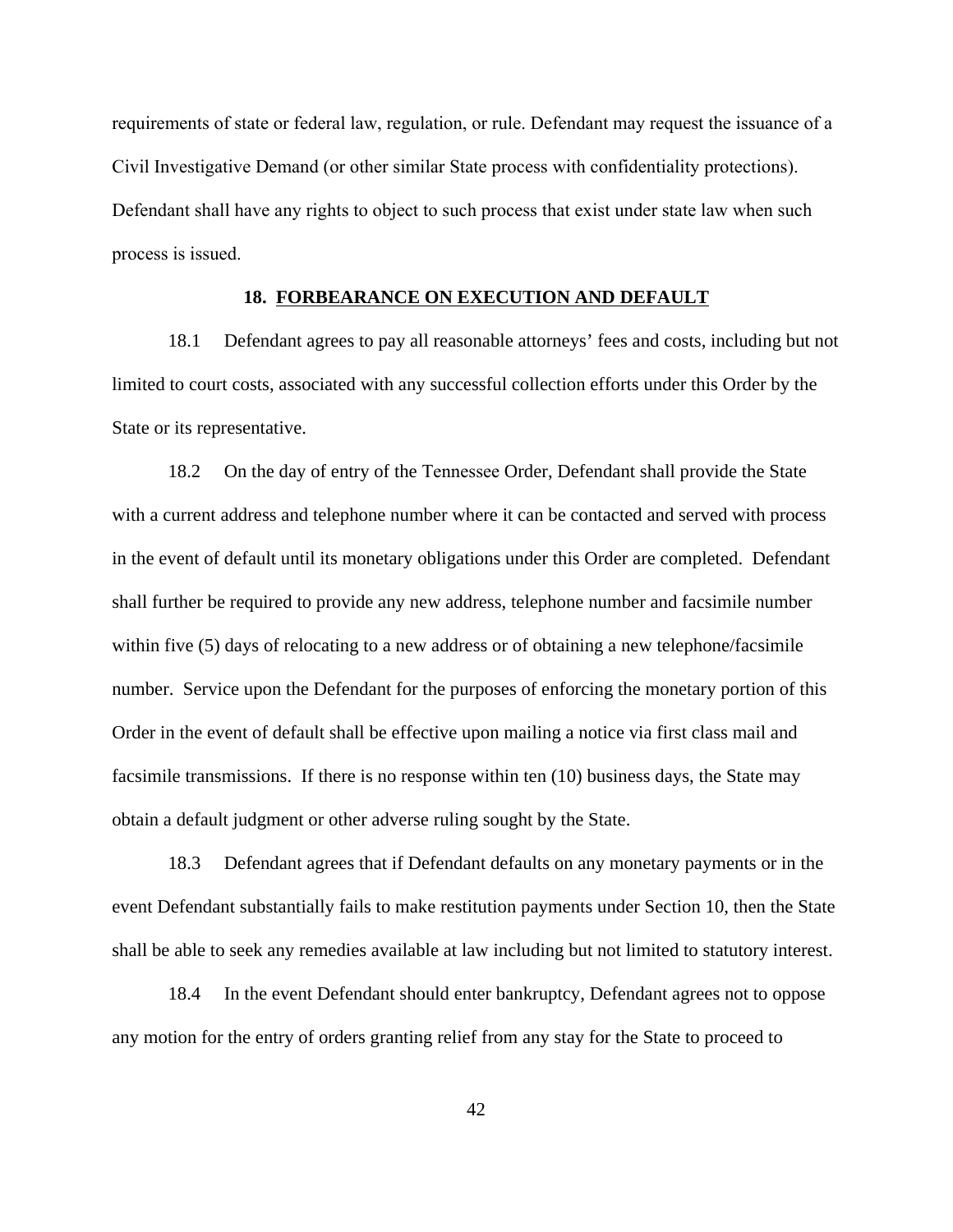requirements of state or federal law, regulation, or rule. Defendant may request the issuance of a Civil Investigative Demand (or other similar State process with confidentiality protections). Defendant shall have any rights to object to such process that exist under state law when such process is issued.

## 18. FORBEARANCE ON EXECUTION AND DEFAULT

18.1 Defendant agrees to pay all reasonable attorneys' fees and costs, including but not limited to court costs, associated with any successful collection efforts under this Order by the State or its representative.

18.2 On the day of entry of the Tennessee Order, Defendant shall provide the State with a current address and telephone number where it can be contacted and served with process in the event of default until its monetary obligations under this Order are completed. Defendant shall further be required to provide any new address, telephone number and facsimile number within five (5) days of relocating to a new address or of obtaining a new telephone/facsimile number. Service upon the Defendant for the purposes of enforcing the monetary portion of this Order in the event of default shall be effective upon mailing a notice via first class mail and facsimile transmissions. If there is no response within ten (10) business days, the State may obtain a default judgment or other adverse ruling sought by the State.

18.3 Defendant agrees that if Defendant defaults on any monetary payments or in the event Defendant substantially fails to make restitution payments under Section 10, then the State shall be able to seek any remedies available at law including but not limited to statutory interest.

18.4 In the event Defendant should enter bankruptcy, Defendant agrees not to oppose any motion for the entry of orders granting relief from any stay for the State to proceed to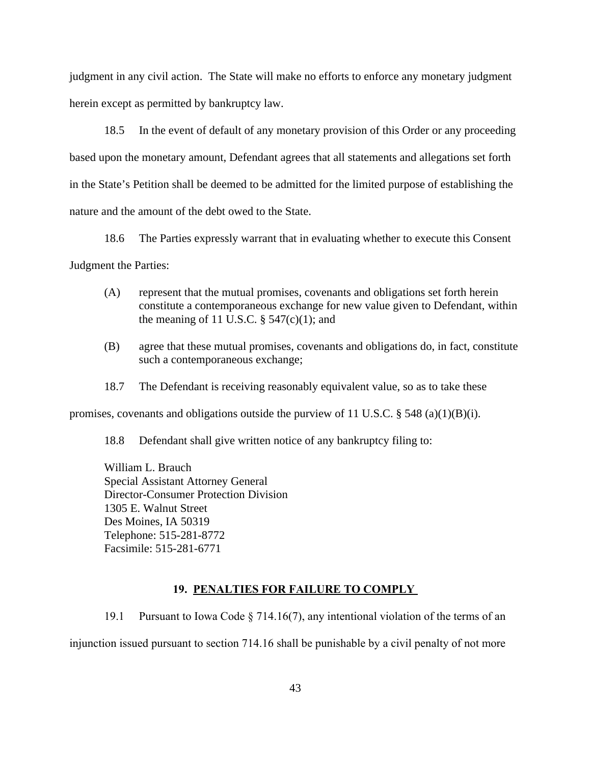judgment in any civil action. The State will make no efforts to enforce any monetary judgment herein except as permitted by bankruptcy law.

18.5 In the event of default of any monetary provision of this Order or any proceeding based upon the monetary amount, Defendant agrees that all statements and allegations set forth in the State's Petition shall be deemed to be admitted for the limited purpose of establishing the nature and the amount of the debt owed to the State.

18.6 The Parties expressly warrant that in evaluating whether to execute this Consent Judgment the Parties:

(A) represent that the mutual promises, covenants and obligations set forth herein constitute a contemporaneous exchange for new value given to Defendant, within the meaning of 11 U.S.C. § 547(c)(1); and

(B) agree that these mutual promises, covenants and obligations do, in fact, constitute such a contemporaneous exchange;

18.7 The Defendant is receiving reasonably equivalent value, so as to take these promises, covenants and obligations outside the purview of 11 U.S.C. § 548 (a)(1)(B)(i).

18.8 Defendant shall give written notice of any bankruptcy filing to:

William L. Brauch
Special Assistant Attorney General
Director-Consumer Protection Division
1305 E. Walnut Street
Des Moines, IA 50319
Telephone: 515-281-8772
Facsimile: 515-281-6771

## 19. PENALTIES FOR FAILURE TO COMPLY

19.1 Pursuant to Iowa Code § 714.16(7), any intentional violation of the terms of an injunction issued pursuant to section 714.16 shall be punishable by a civil penalty of not more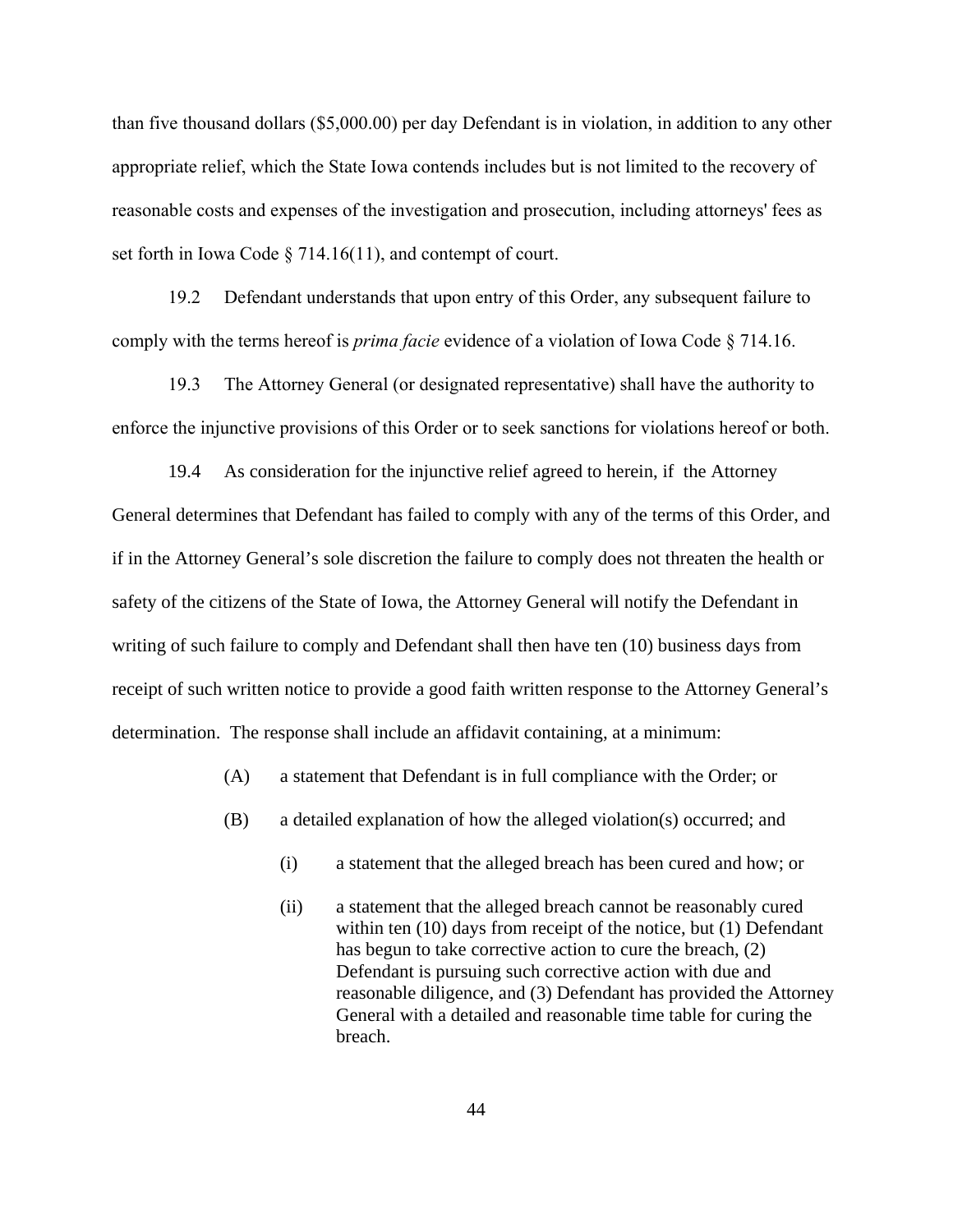than five thousand dollars ($5,000.00) per day Defendant is in violation, in addition to any other appropriate relief, which the State Iowa contends includes but is not limited to the recovery of reasonable costs and expenses of the investigation and prosecution, including attorneys' fees as set forth in Iowa Code § 714.16(11), and contempt of court.

19.2 Defendant understands that upon entry of this Order, any subsequent failure to comply with the terms hereof is *prima facie* evidence of a violation of Iowa Code § 714.16.

19.3 The Attorney General (or designated representative) shall have the authority to enforce the injunctive provisions of this Order or to seek sanctions for violations hereof or both.

19.4 As consideration for the injunctive relief agreed to herein, if the Attorney General determines that Defendant has failed to comply with any of the terms of this Order, and if in the Attorney General's sole discretion the failure to comply does not threaten the health or safety of the citizens of the State of Iowa, the Attorney General will notify the Defendant in writing of such failure to comply and Defendant shall then have ten (10) business days from receipt of such written notice to provide a good faith written response to the Attorney General's determination. The response shall include an affidavit containing, at a minimum:

(A) a statement that Defendant is in full compliance with the Order; or

(B) a detailed explanation of how the alleged violation(s) occurred; and

(i) a statement that the alleged breach has been cured and how; or

(ii) a statement that the alleged breach cannot be reasonably cured within ten (10) days from receipt of the notice, but (1) Defendant has begun to take corrective action to cure the breach, (2) Defendant is pursuing such corrective action with due and reasonable diligence, and (3) Defendant has provided the Attorney General with a detailed and reasonable time table for curing the breach.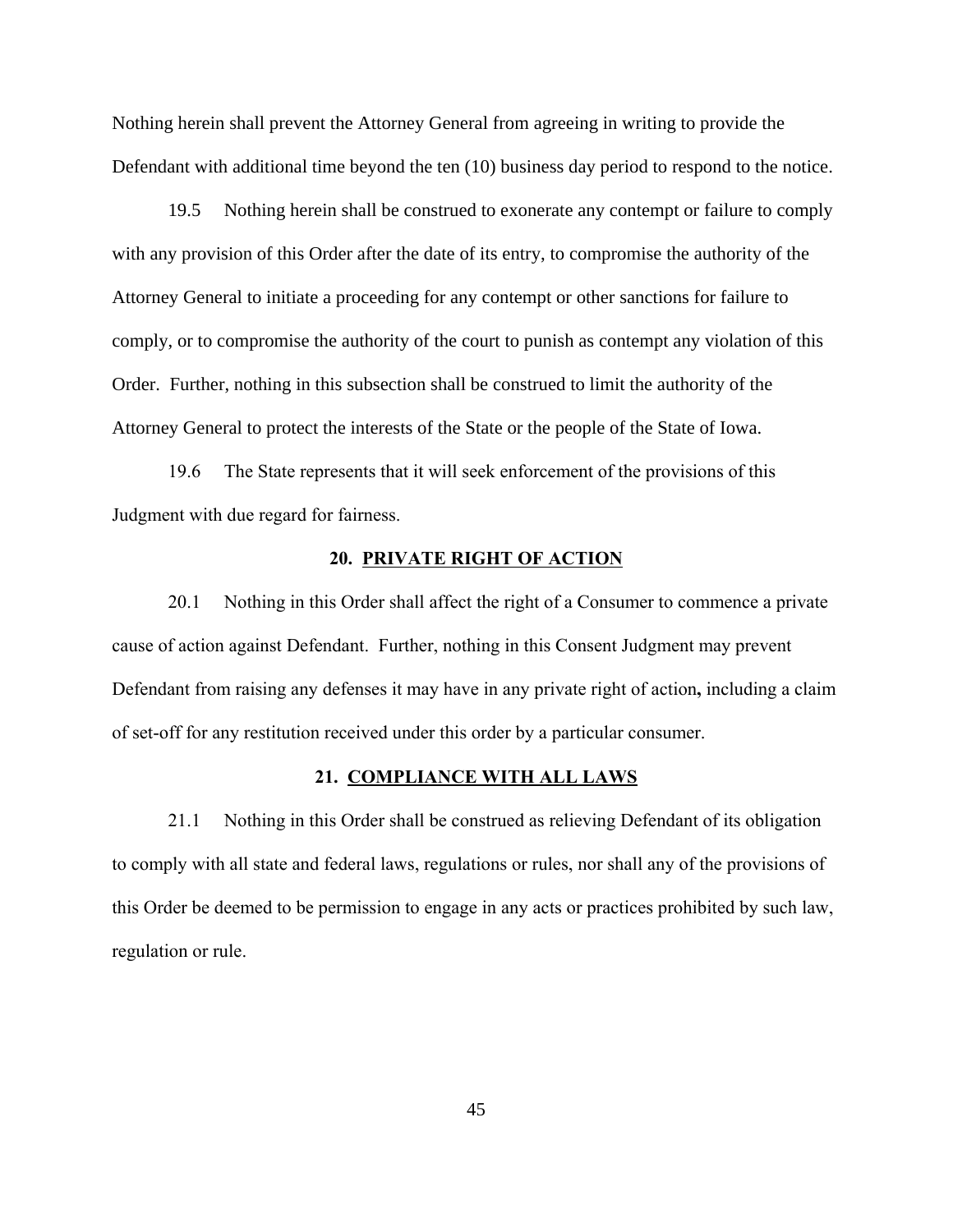Nothing herein shall prevent the Attorney General from agreeing in writing to provide the Defendant with additional time beyond the ten (10) business day period to respond to the notice.

19.5 Nothing herein shall be construed to exonerate any contempt or failure to comply with any provision of this Order after the date of its entry, to compromise the authority of the Attorney General to initiate a proceeding for any contempt or other sanctions for failure to comply, or to compromise the authority of the court to punish as contempt any violation of this Order. Further, nothing in this subsection shall be construed to limit the authority of the Attorney General to protect the interests of the State or the people of the State of Iowa.

19.6 The State represents that it will seek enforcement of the provisions of this Judgment with due regard for fairness.

## 20. PRIVATE RIGHT OF ACTION

20.1 Nothing in this Order shall affect the right of a Consumer to commence a private cause of action against Defendant. Further, nothing in this Consent Judgment may prevent Defendant from raising any defenses it may have in any private right of action**,** including a claim of set-off for any restitution received under this order by a particular consumer.

## 21. COMPLIANCE WITH ALL LAWS

21.1 Nothing in this Order shall be construed as relieving Defendant of its obligation to comply with all state and federal laws, regulations or rules, nor shall any of the provisions of this Order be deemed to be permission to engage in any acts or practices prohibited by such law, regulation or rule.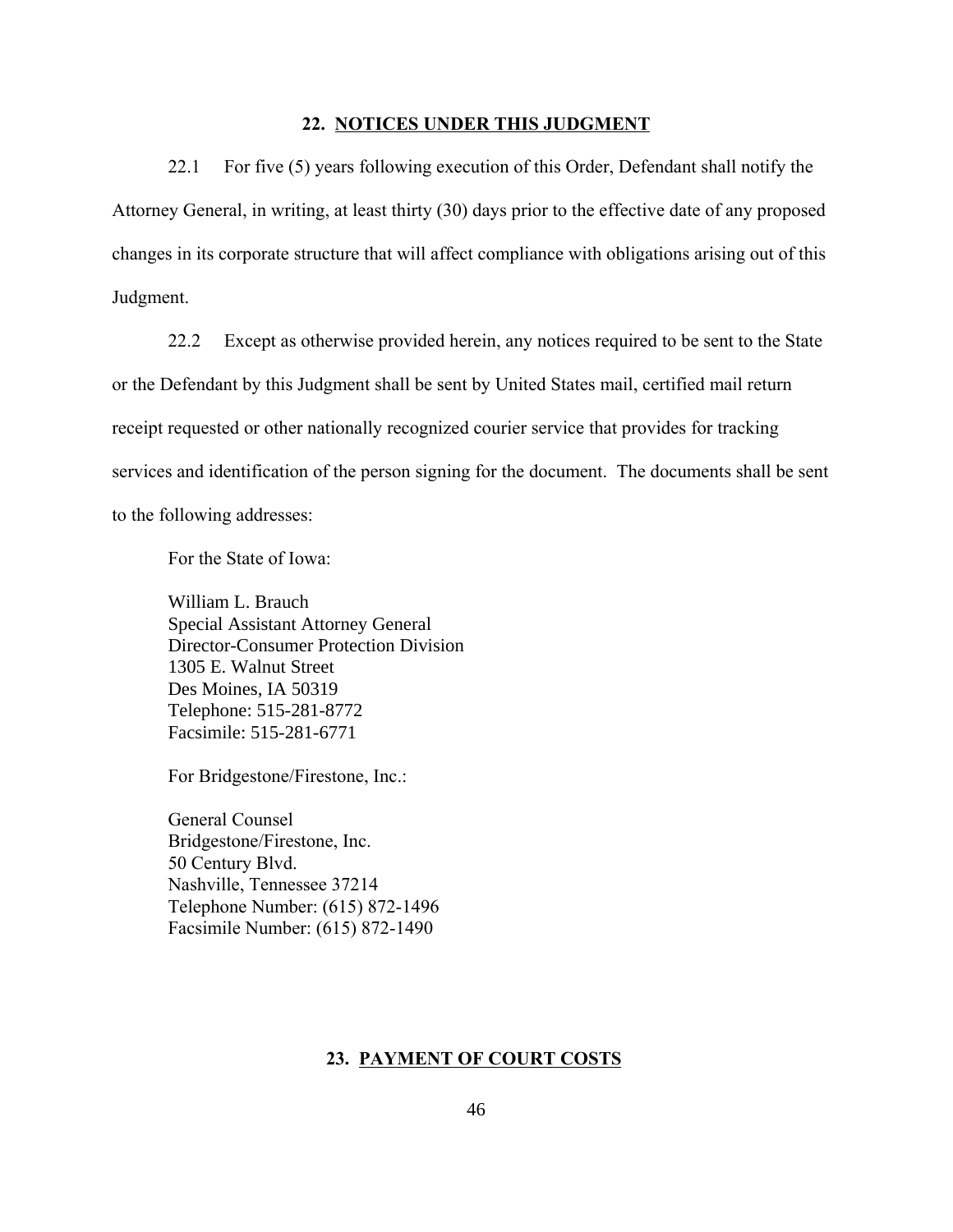## 22. NOTICES UNDER THIS JUDGMENT

22.1 For five (5) years following execution of this Order, Defendant shall notify the Attorney General, in writing, at least thirty (30) days prior to the effective date of any proposed changes in its corporate structure that will affect compliance with obligations arising out of this Judgment.

22.2 Except as otherwise provided herein, any notices required to be sent to the State or the Defendant by this Judgment shall be sent by United States mail, certified mail return receipt requested or other nationally recognized courier service that provides for tracking services and identification of the person signing for the document. The documents shall be sent to the following addresses:

For the State of Iowa:

William L. Brauch  
Special Assistant Attorney General  
Director-Consumer Protection Division  
1305 E. Walnut Street  
Des Moines, IA 50319  
Telephone: 515-281-8772  
Facsimile: 515-281-6771

For Bridgestone/Firestone, Inc.:

General Counsel  
Bridgestone/Firestone, Inc.  
50 Century Blvd.  
Nashville, Tennessee 37214  
Telephone Number: (615) 872-1496  
Facsimile Number: (615) 872-1490

## 23. PAYMENT OF COURT COSTS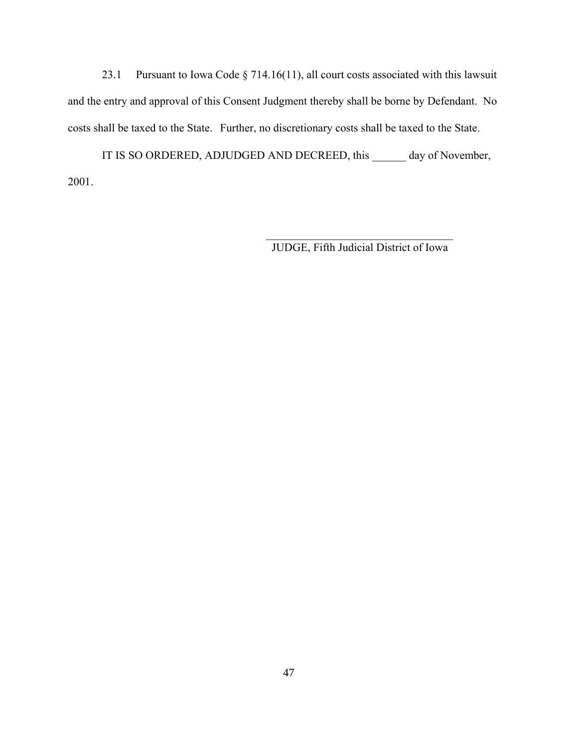23.1 Pursuant to Iowa Code § 714.16(11), all court costs associated with this lawsuit and the entry and approval of this Consent Judgment thereby shall be borne by Defendant. No costs shall be taxed to the State. Further, no discretionary costs shall be taxed to the State.

IT IS SO ORDERED, ADJUDGED AND DECREED, this ______ day of November, 2001.

\_\_\_\_\_\_\_\_\_\_\_\_\_\_\_\_\_\_\_\_\_\_\_\_\_\_\_\_\_\_\_\_\_\_
JUDGE, Fifth Judicial District of Iowa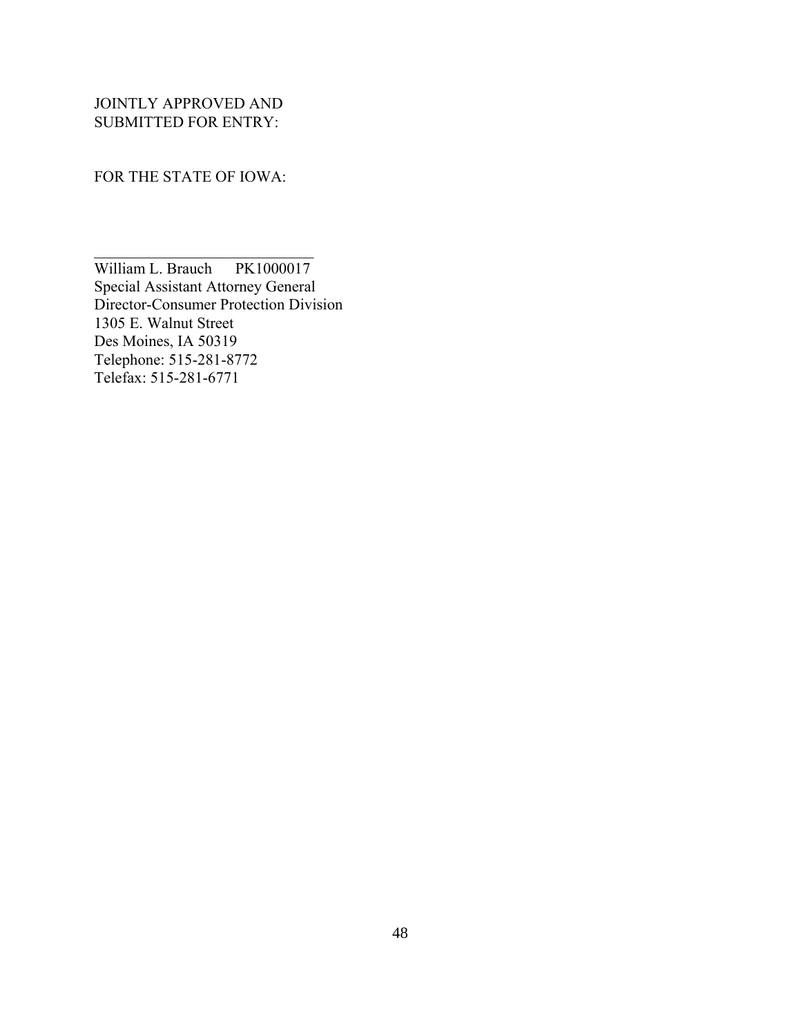JOINTLY APPROVED AND
SUBMITTED FOR ENTRY:

FOR THE STATE OF IOWA:

______________________________
William L. Brauch PK1000017
Special Assistant Attorney General
Director-Consumer Protection Division
1305 E. Walnut Street
Des Moines, IA 50319
Telephone: 515-281-8772
Telefax: 515-281-6771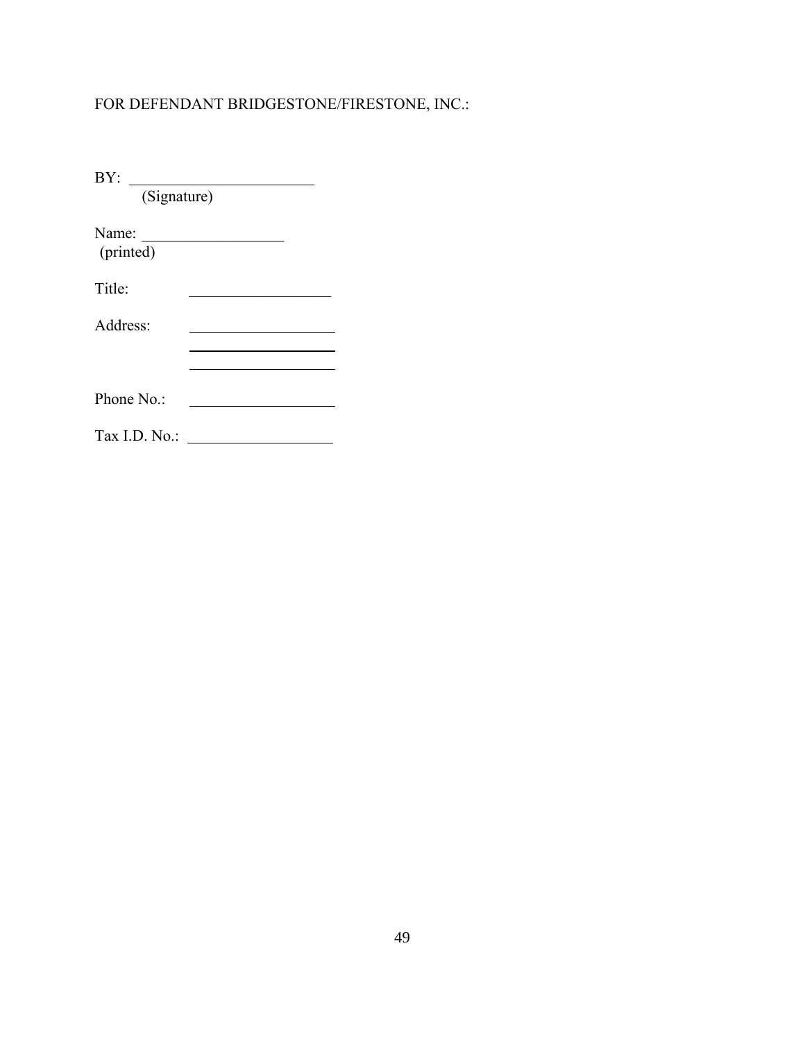FOR DEFENDANT BRIDGESTONE/FIRESTONE, INC.:

BY: ________________________
(Signature)

Name: __________________
(printed)

Title: __________________

Address: ___________________
___________________
___________________

Phone No.: ___________________

Tax I.D. No.: ___________________